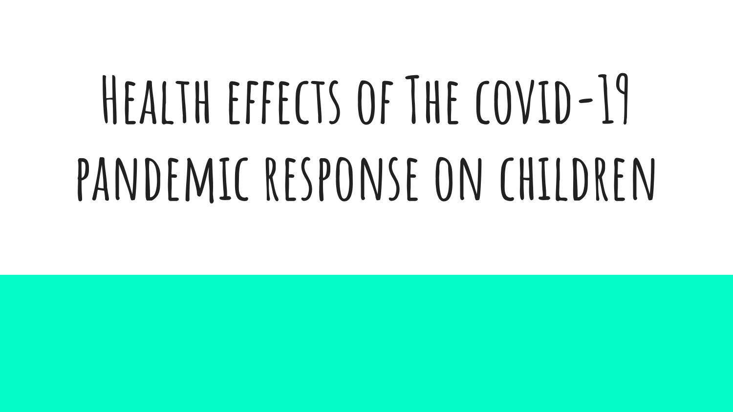# Health effects of The covid-19 pandemic response on children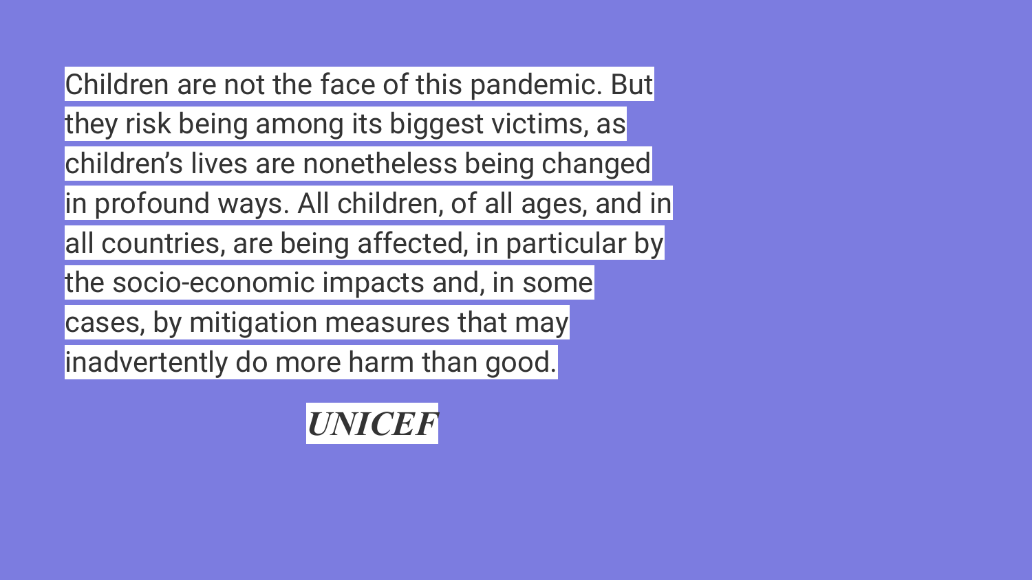Children are not the face of this pandemic. But they risk being among its biggest victims, as children's lives are nonetheless being changed in profound ways. All children, of all ages, and in all countries, are being affected, in particular by the socio-economic impacts and, in some cases, by mitigation measures that may inadvertently do more harm than good.

***UNICEF***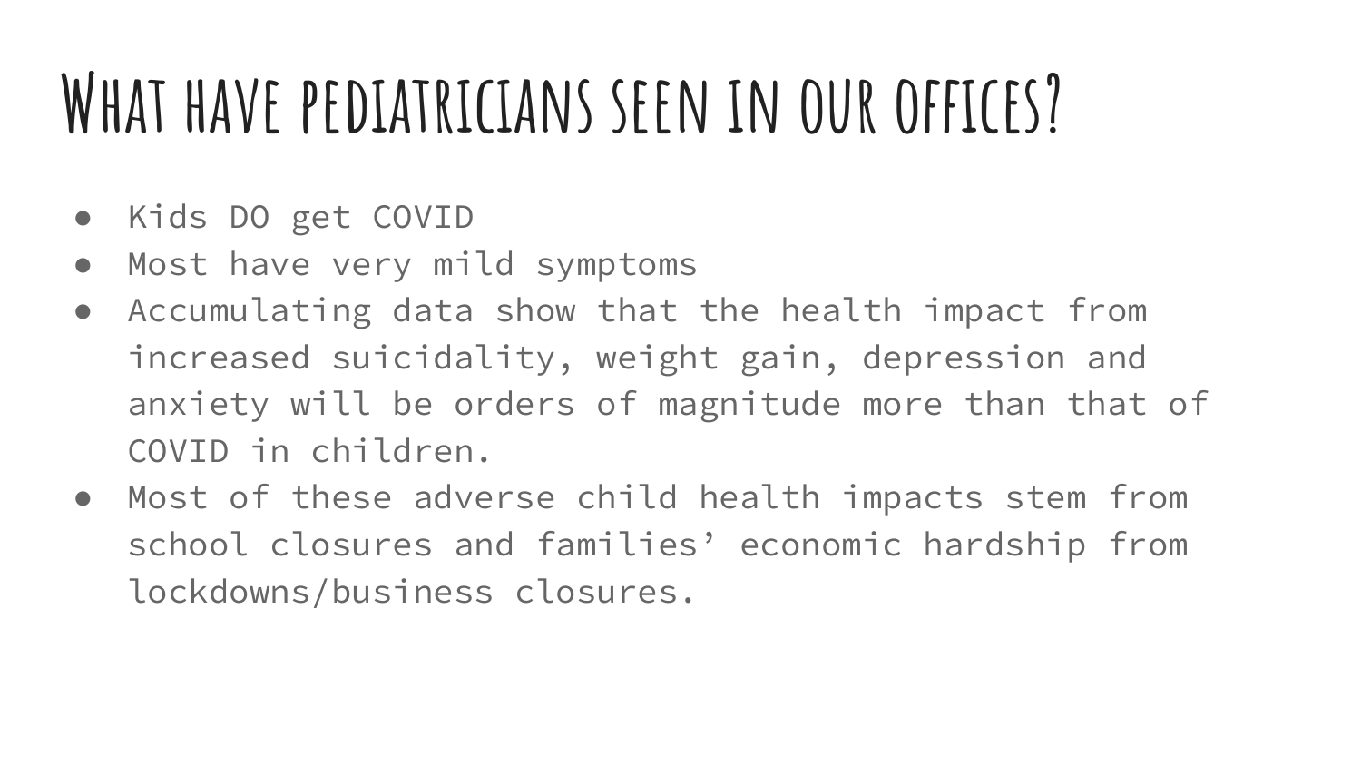# What have pediatricians seen in our offices?

- Kids DO get COVID
- Most have very mild symptoms
- Accumulating data show that the health impact from increased suicidality, weight gain, depression and anxiety will be orders of magnitude more than that of COVID in children.
- Most of these adverse child health impacts stem from school closures and families' economic hardship from lockdowns/business closures.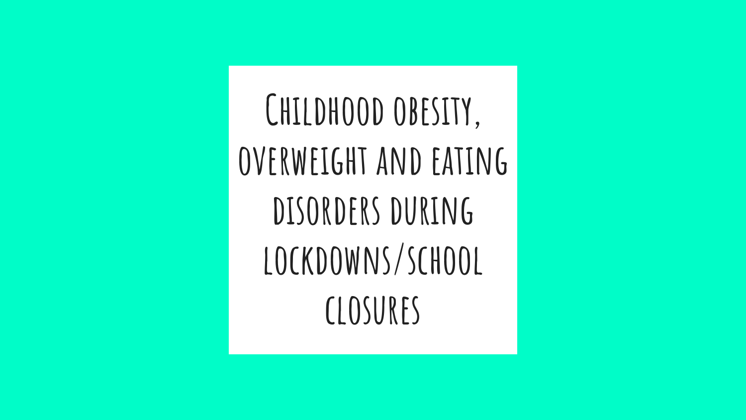# Childhood obesity, overweight and eating disorders during lockdowns/school closures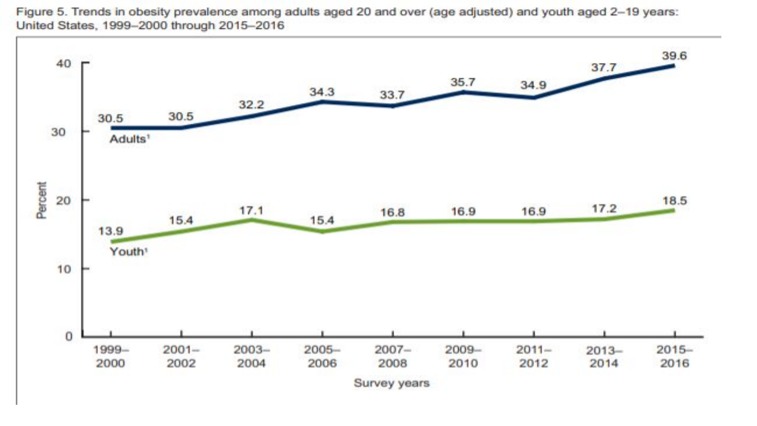Figure 5. Trends in obesity prevalence among adults aged 20 and over (age adjusted) and youth aged 2–19 years: United States, 1999–2000 through 2015–2016

| Survey years | Adults[1] (Percent) | Youth[1] (Percent) |
| --- | --- | --- |
| 1999–2000 | 30.5 | 13.9 |
| 2001–2002 | 30.5 | 15.4 |
| 2003–2004 | 32.2 | 17.1 |
| 2005–2006 | 34.3 | 15.4 |
| 2007–2008 | 33.7 | 16.8 |
| 2009–2010 | 35.7 | 16.9 |
| 2011–2012 | 34.9 | 16.9 |
| 2013–2014 | 37.7 | 17.2 |
| 2015–2016 | 39.6 | 18.5 |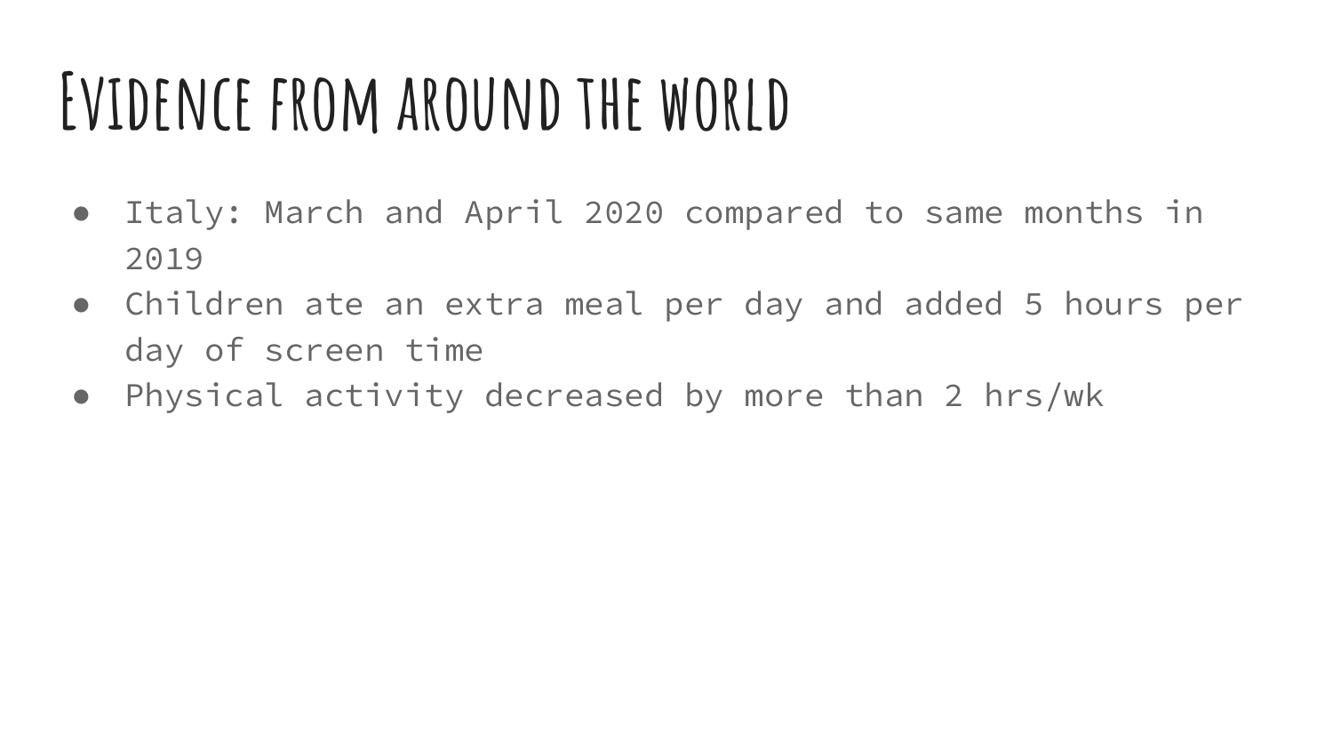# Evidence from around the world

- Italy: March and April 2020 compared to same months in 2019
- Children ate an extra meal per day and added 5 hours per day of screen time
- Physical activity decreased by more than 2 hrs/wk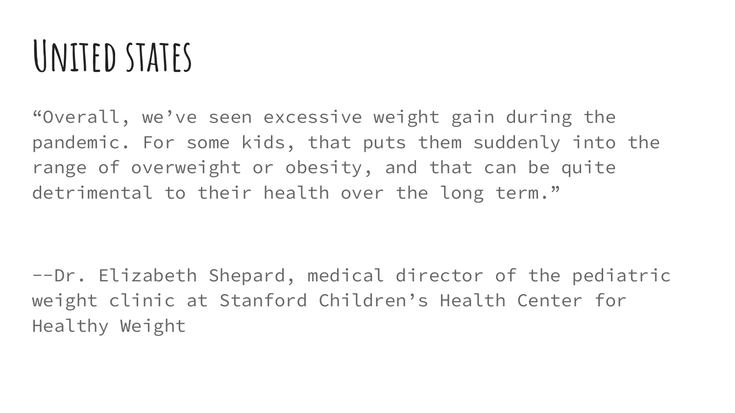# United states

"Overall, we've seen excessive weight gain during the pandemic. For some kids, that puts them suddenly into the range of overweight or obesity, and that can be quite detrimental to their health over the long term."

--Dr. Elizabeth Shepard, medical director of the pediatric weight clinic at Stanford Children's Health Center for Healthy Weight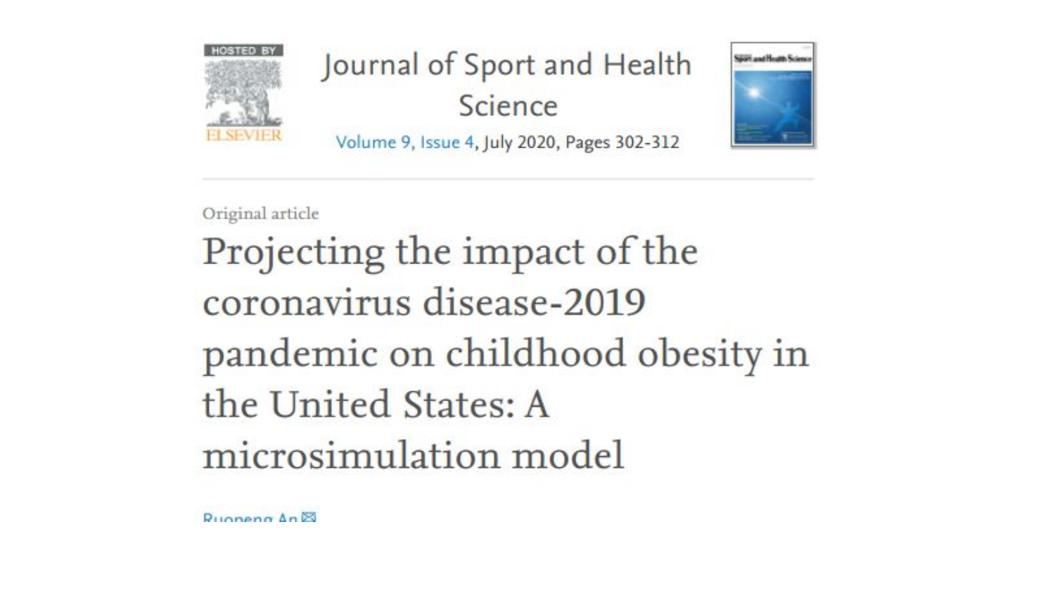Journal of Sport and Health Science

Volume 9, Issue 4, July 2020, Pages 302-312

Original article

# Projecting the impact of the coronavirus disease-2019 pandemic on childhood obesity in the United States: A microsimulation model

Ruopeng An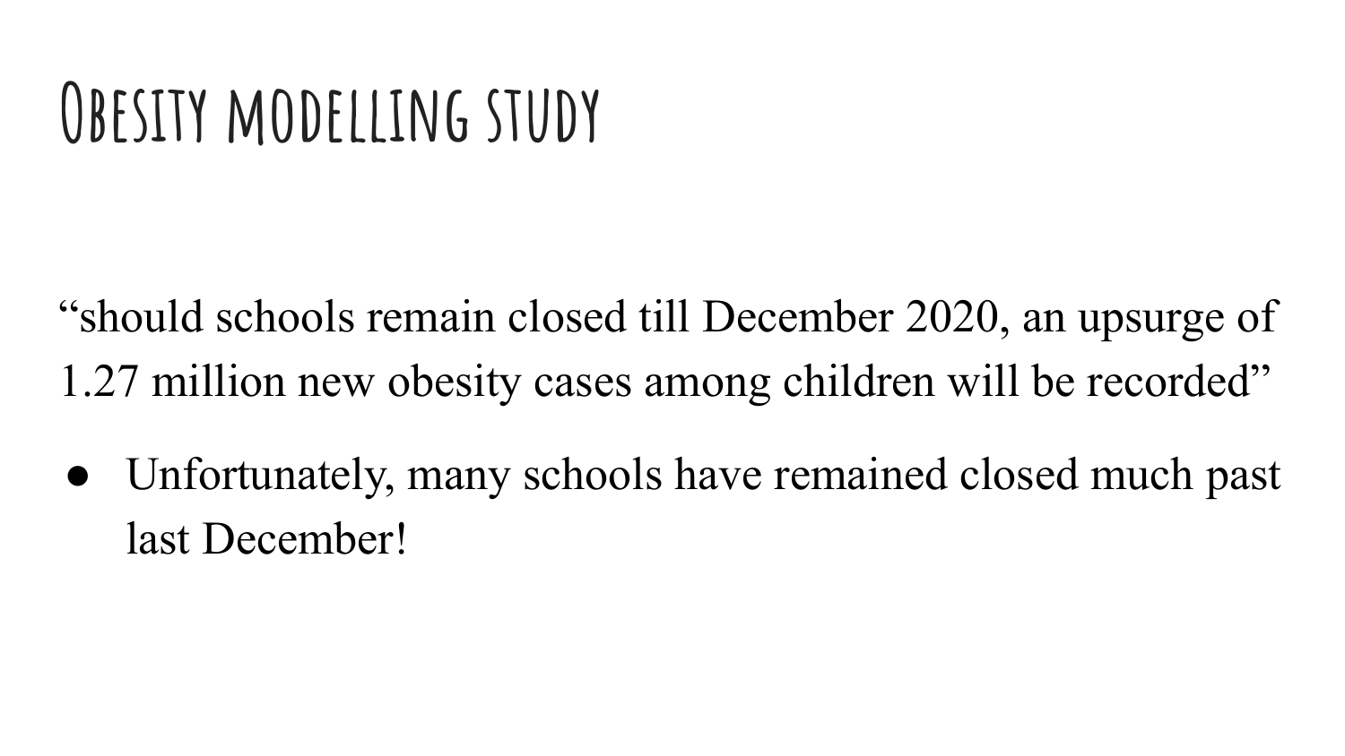# Obesity modelling study

“should schools remain closed till December 2020, an upsurge of 1.27 million new obesity cases among children will be recorded”

- Unfortunately, many schools have remained closed much past last December!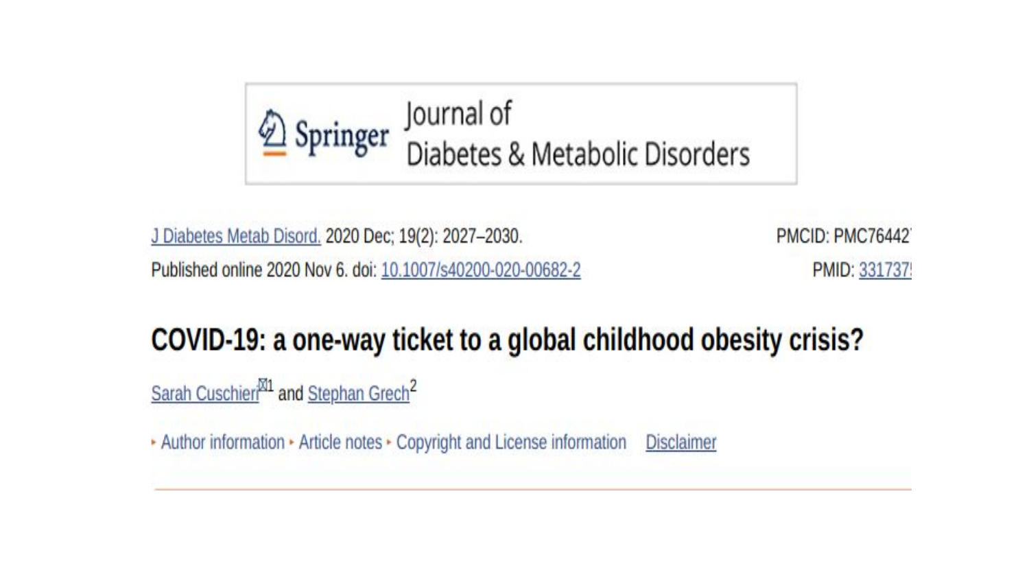Springer Journal of Diabetes & Metabolic Disorders

J Diabetes Metab Disord. 2020 Dec; 19(2): 2027–2030.

Published online 2020 Nov 6. doi: 10.1007/s40200-020-00682-2

PMCID: PMC76442

PMID: 331737

# COVID-19: a one-way ticket to a global childhood obesity crisis?

Sarah Cuschieri[1] and Stephan Grech[2]

▸ Author information ▸ Article notes ▸ Copyright and License information Disclaimer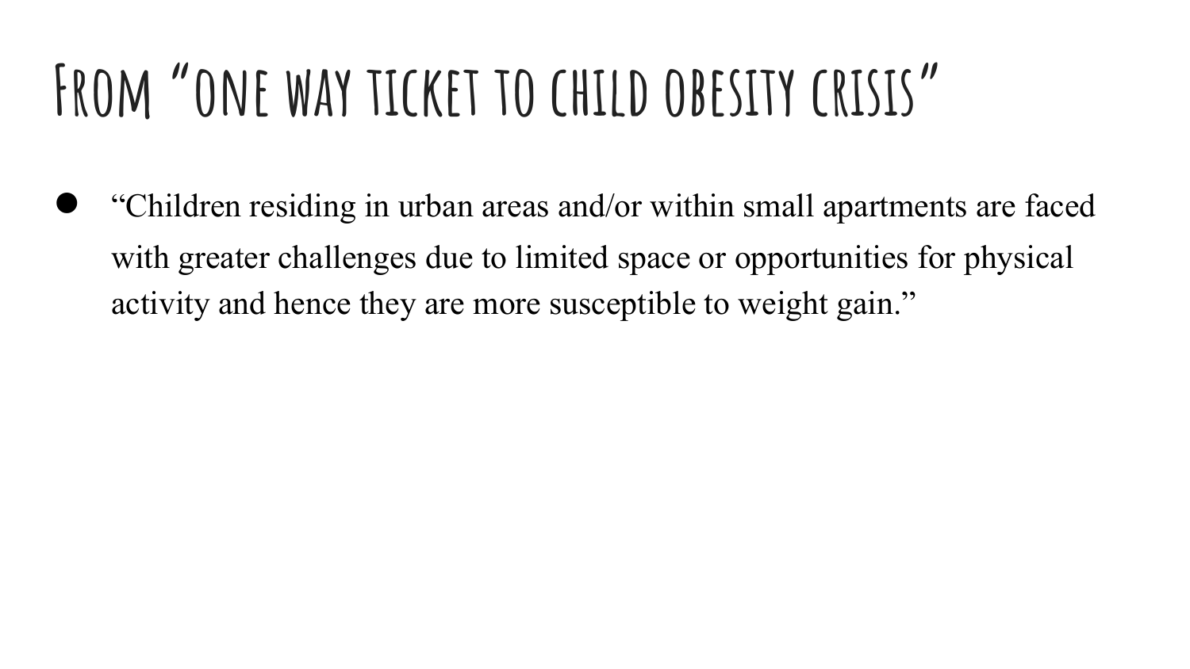# From "one way ticket to child obesity crisis"

- "Children residing in urban areas and/or within small apartments are faced with greater challenges due to limited space or opportunities for physical activity and hence they are more susceptible to weight gain."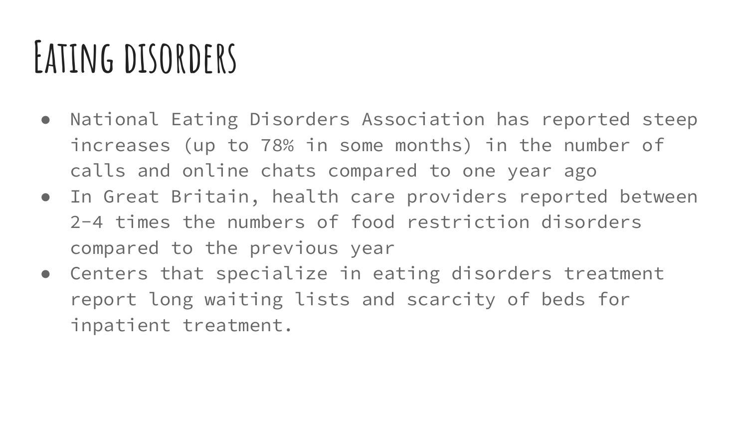# Eating disorders

- National Eating Disorders Association has reported steep increases (up to 78% in some months) in the number of calls and online chats compared to one year ago
- In Great Britain, health care providers reported between 2-4 times the numbers of food restriction disorders compared to the previous year
- Centers that specialize in eating disorders treatment report long waiting lists and scarcity of beds for inpatient treatment.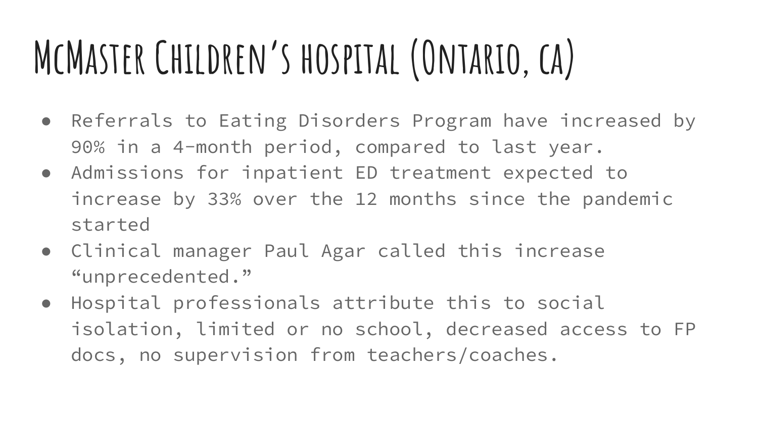# McMaster Children's hospital (Ontario, ca)

- Referrals to Eating Disorders Program have increased by 90% in a 4-month period, compared to last year.
- Admissions for inpatient ED treatment expected to increase by 33% over the 12 months since the pandemic started
- Clinical manager Paul Agar called this increase "unprecedented."
- Hospital professionals attribute this to social isolation, limited or no school, decreased access to FP docs, no supervision from teachers/coaches.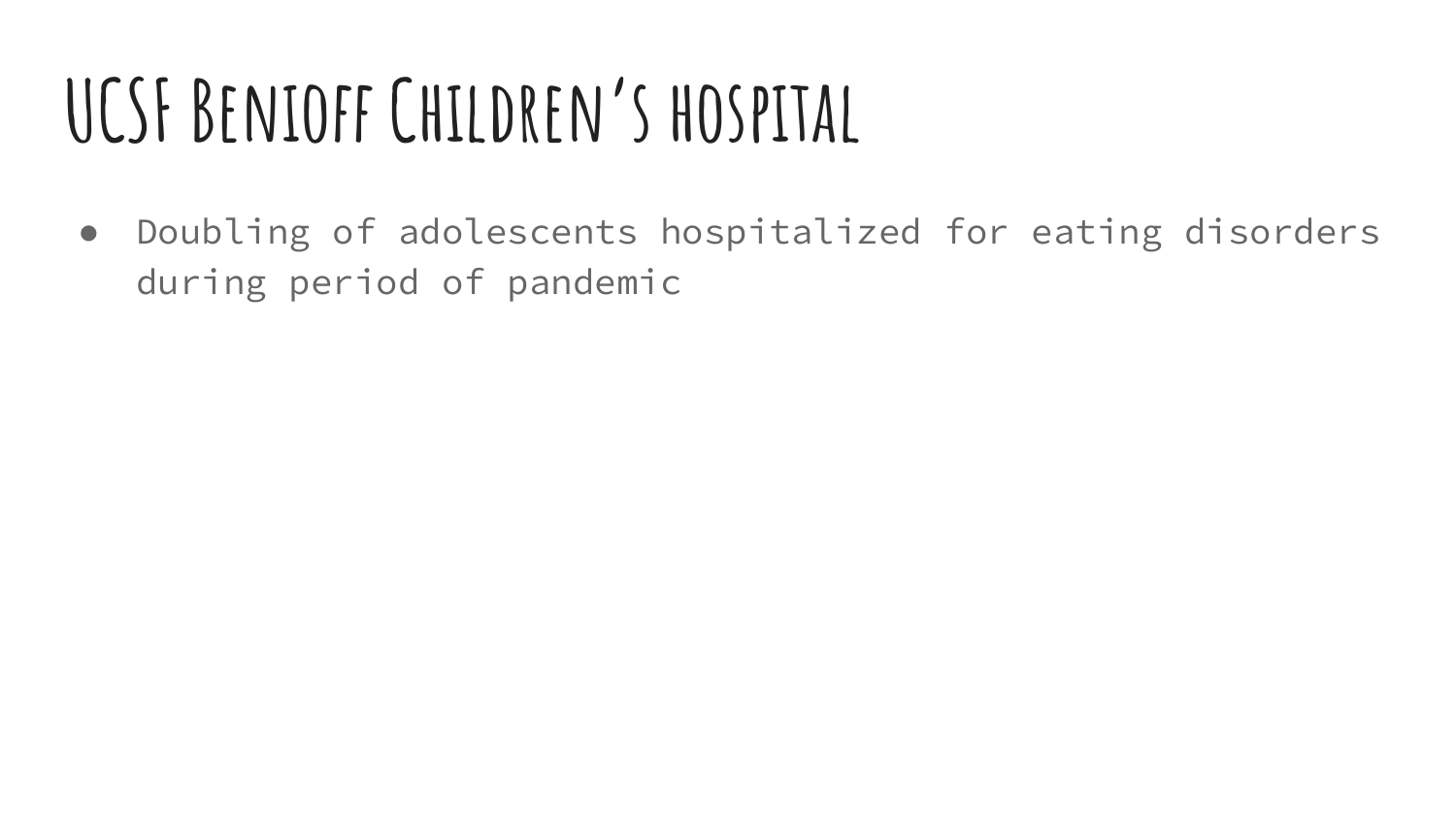# UCSF Benioff Children's hospital

- Doubling of adolescents hospitalized for eating disorders during period of pandemic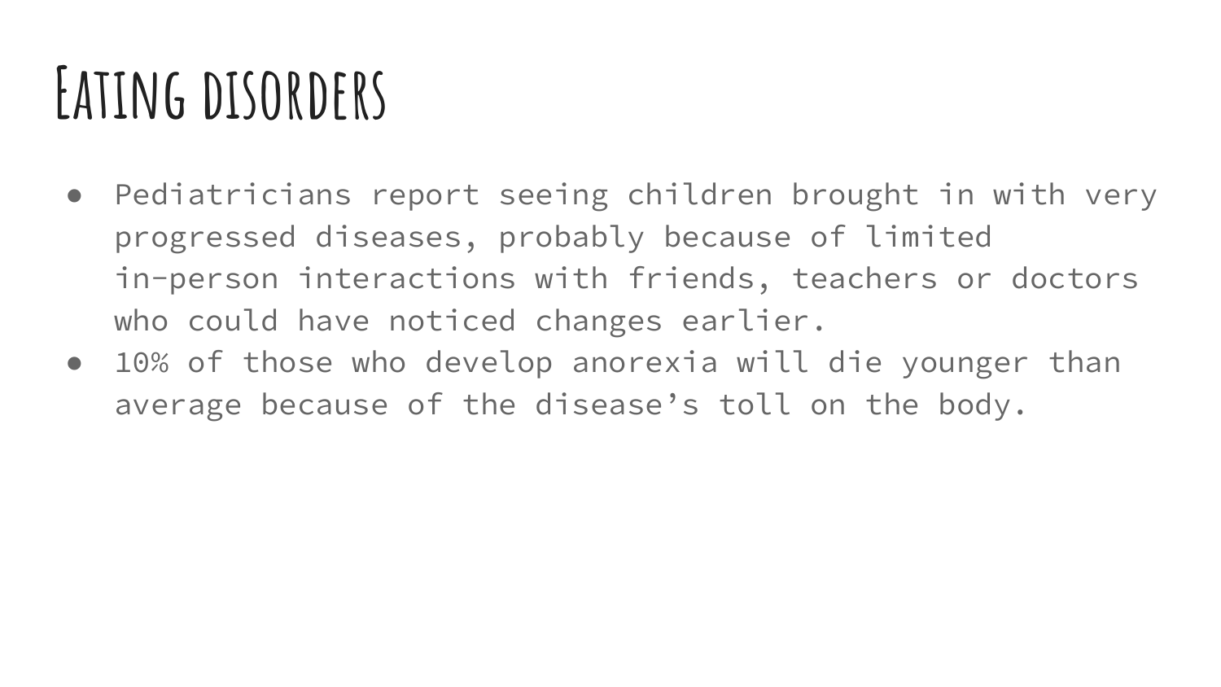# Eating disorders

- Pediatricians report seeing children brought in with very progressed diseases, probably because of limited in-person interactions with friends, teachers or doctors who could have noticed changes earlier.
- 10% of those who develop anorexia will die younger than average because of the disease's toll on the body.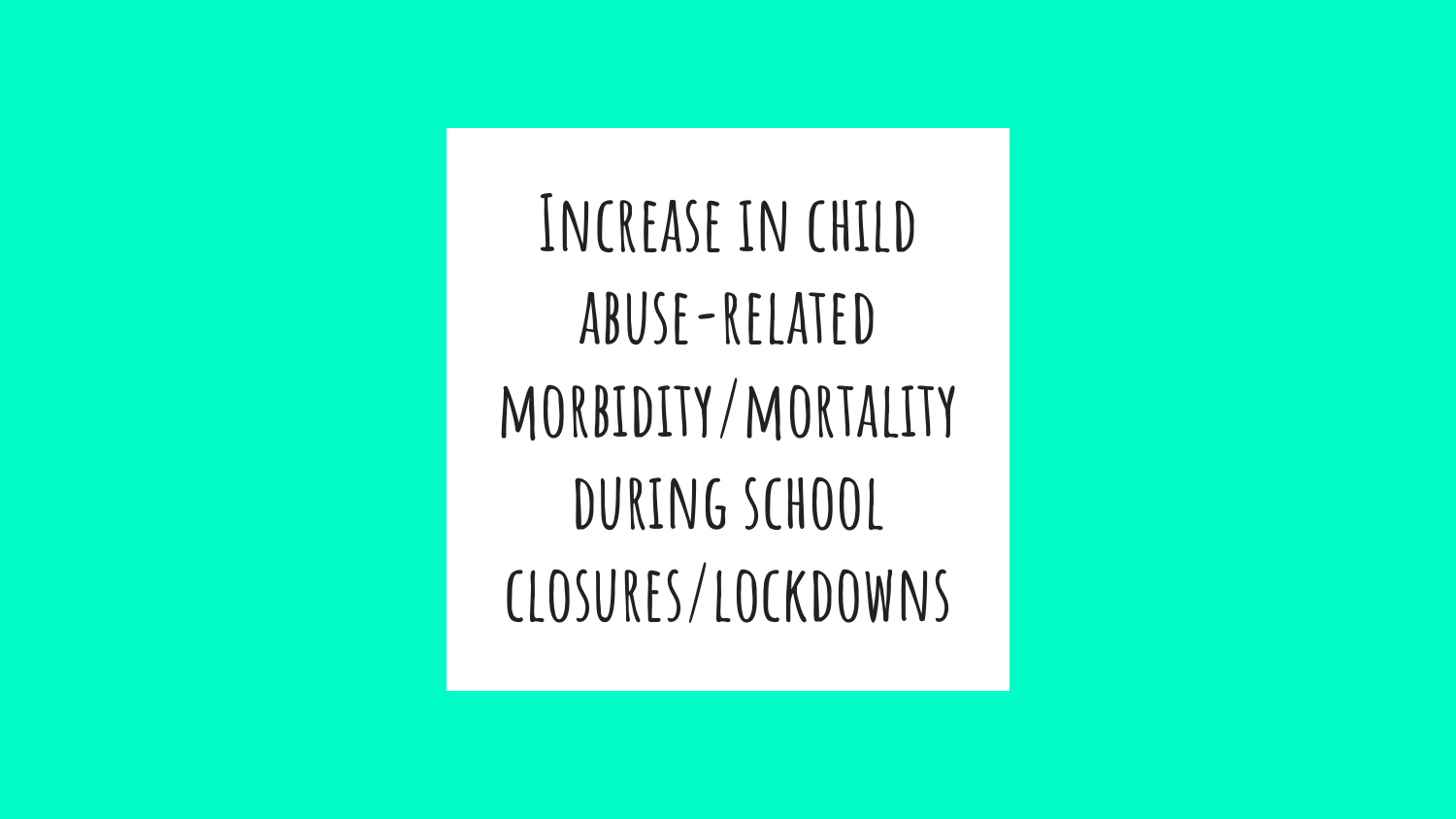# Increase in child abuse-related morbidity/mortality during school closures/lockdowns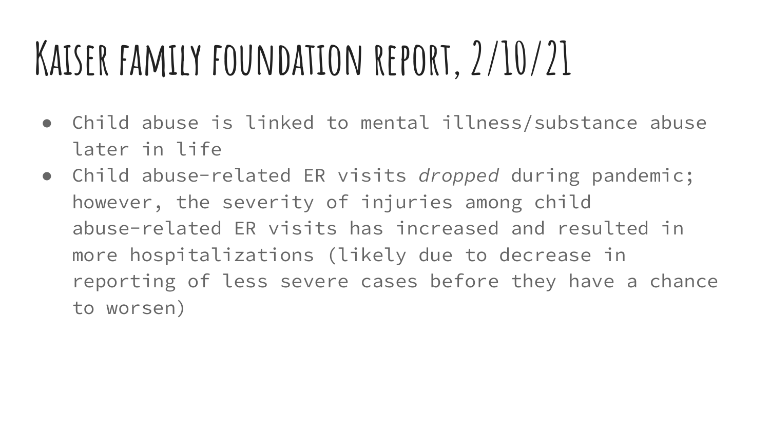# Kaiser family foundation report, 2/10/21

- Child abuse is linked to mental illness/substance abuse later in life
- Child abuse-related ER visits *dropped* during pandemic; however, the severity of injuries among child abuse-related ER visits has increased and resulted in more hospitalizations (likely due to decrease in reporting of less severe cases before they have a chance to worsen)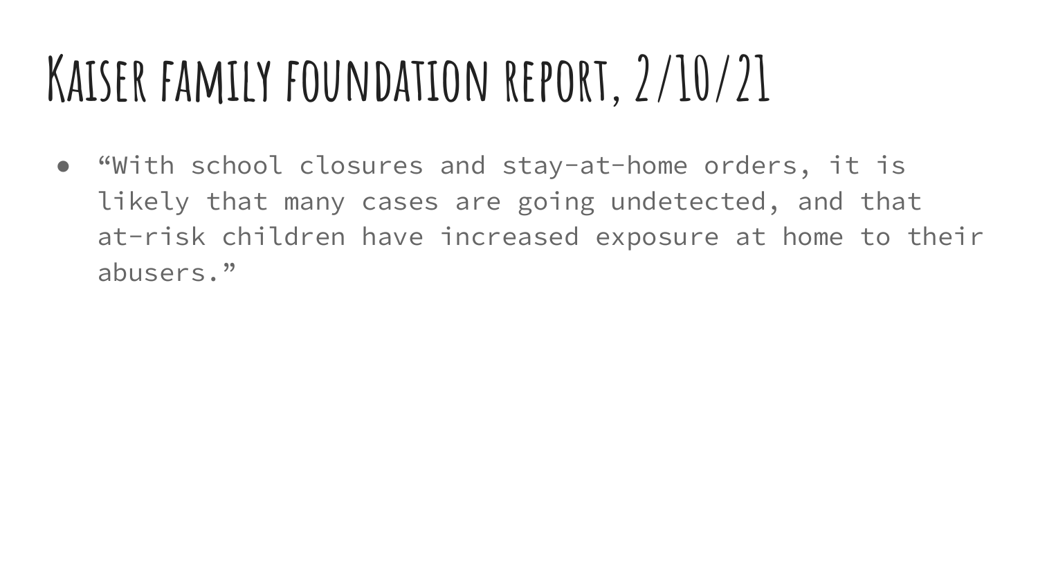# Kaiser family foundation report, 2/10/21

- "With school closures and stay-at-home orders, it is likely that many cases are going undetected, and that at-risk children have increased exposure at home to their abusers."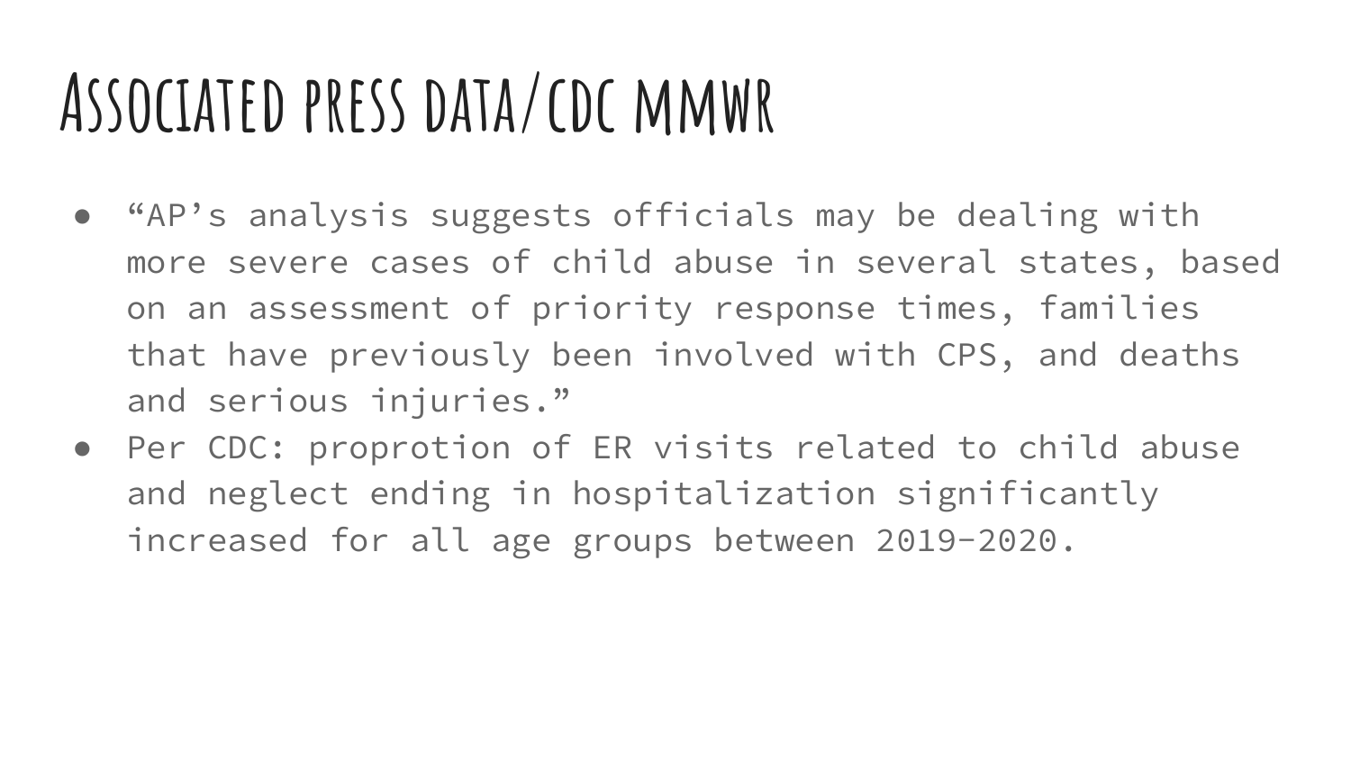# Associated press data/CDC MMWR

- "AP's analysis suggests officials may be dealing with more severe cases of child abuse in several states, based on an assessment of priority response times, families that have previously been involved with CPS, and deaths and serious injuries."
- Per CDC: proprotion of ER visits related to child abuse and neglect ending in hospitalization significantly increased for all age groups between 2019-2020.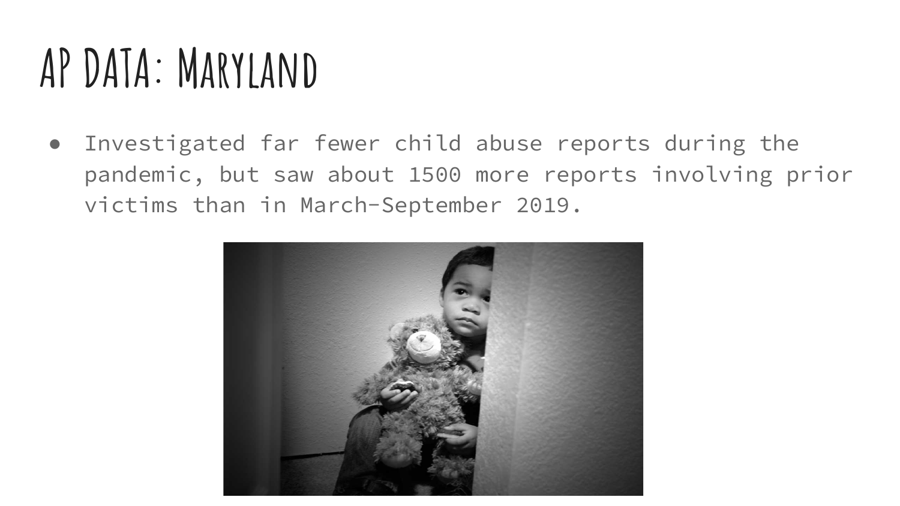# AP DATA: Maryland

- Investigated far fewer child abuse reports during the pandemic, but saw about 1500 more reports involving prior victims than in March-September 2019.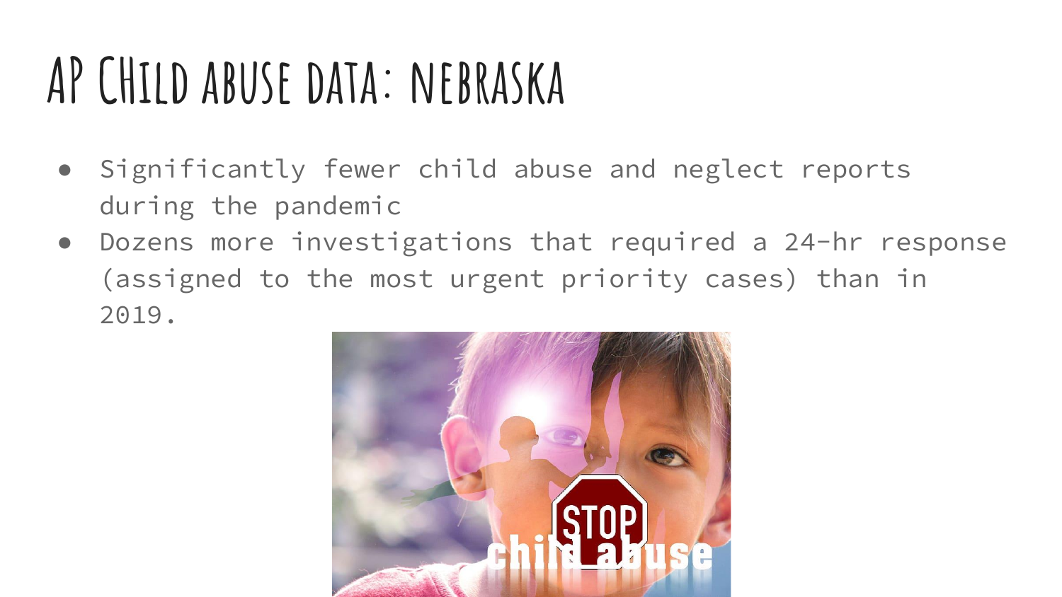# AP Child abuse data: Nebraska

- Significantly fewer child abuse and neglect reports during the pandemic
- Dozens more investigations that required a 24-hr response (assigned to the most urgent priority cases) than in 2019.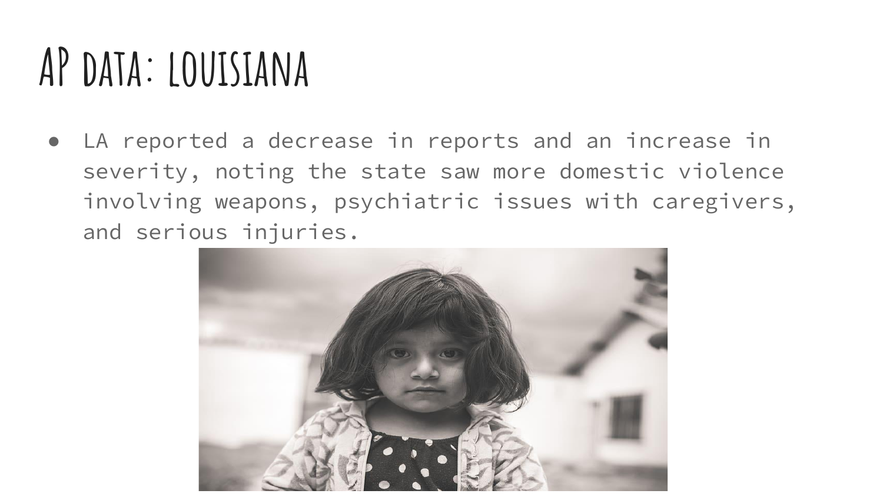# AP data: Louisiana

- LA reported a decrease in reports and an increase in severity, noting the state saw more domestic violence involving weapons, psychiatric issues with caregivers, and serious injuries.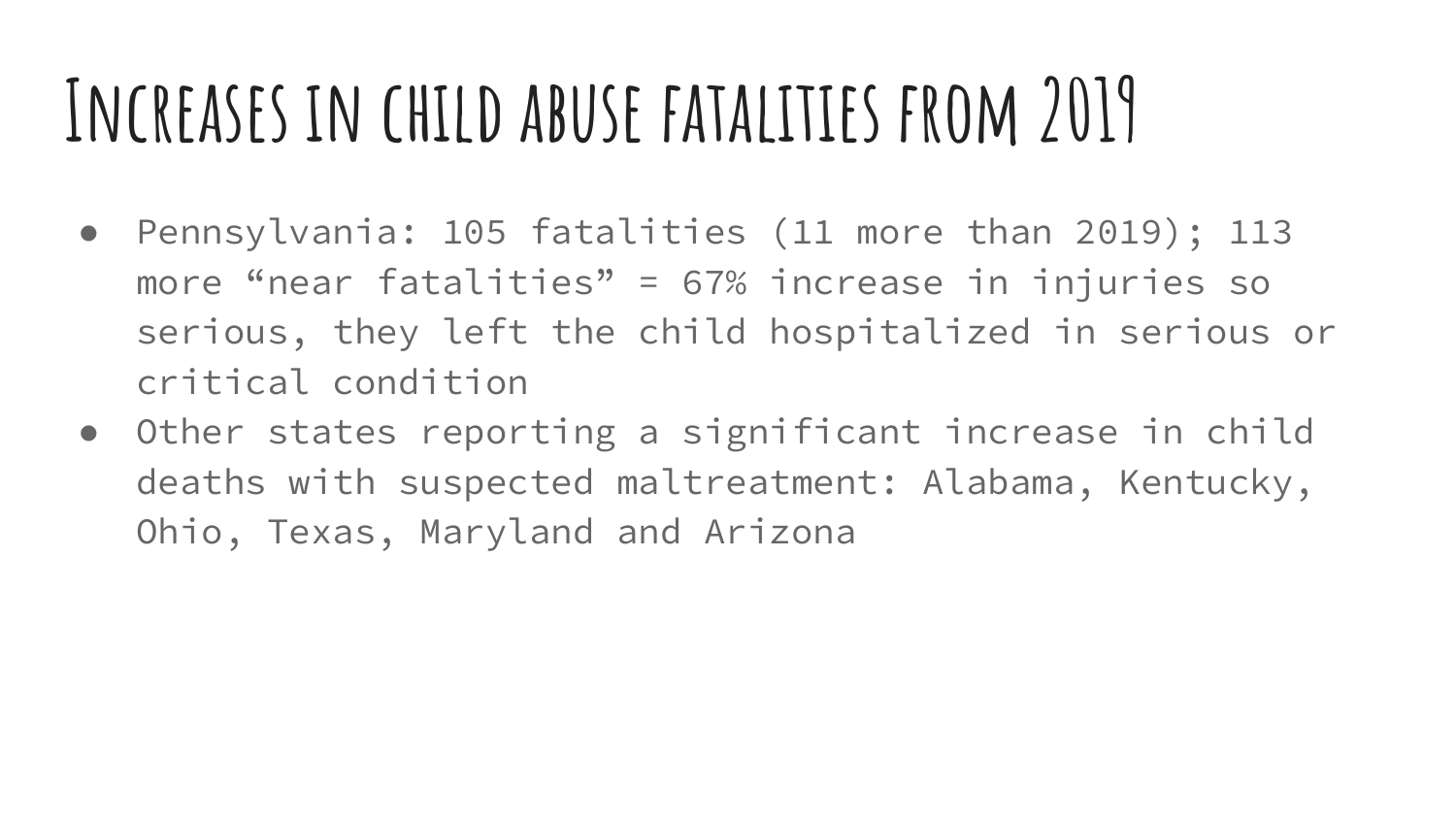# Increases in child abuse fatalities from 2019

- Pennsylvania: 105 fatalities (11 more than 2019); 113 more “near fatalities” = 67% increase in injuries so serious, they left the child hospitalized in serious or critical condition
- Other states reporting a significant increase in child deaths with suspected maltreatment: Alabama, Kentucky, Ohio, Texas, Maryland and Arizona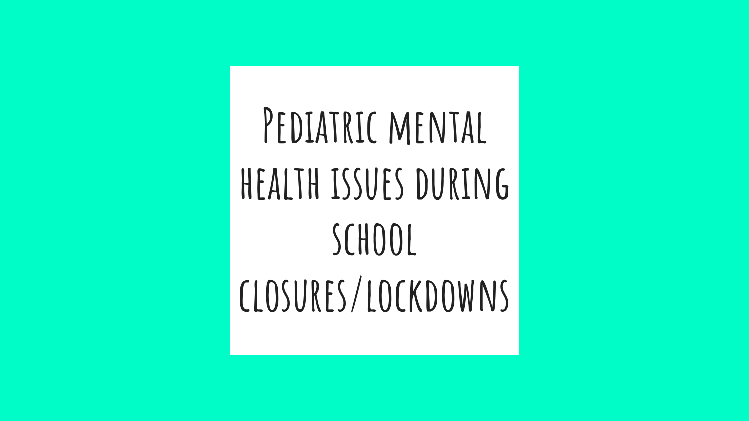# Pediatric mental health issues during school closures/lockdowns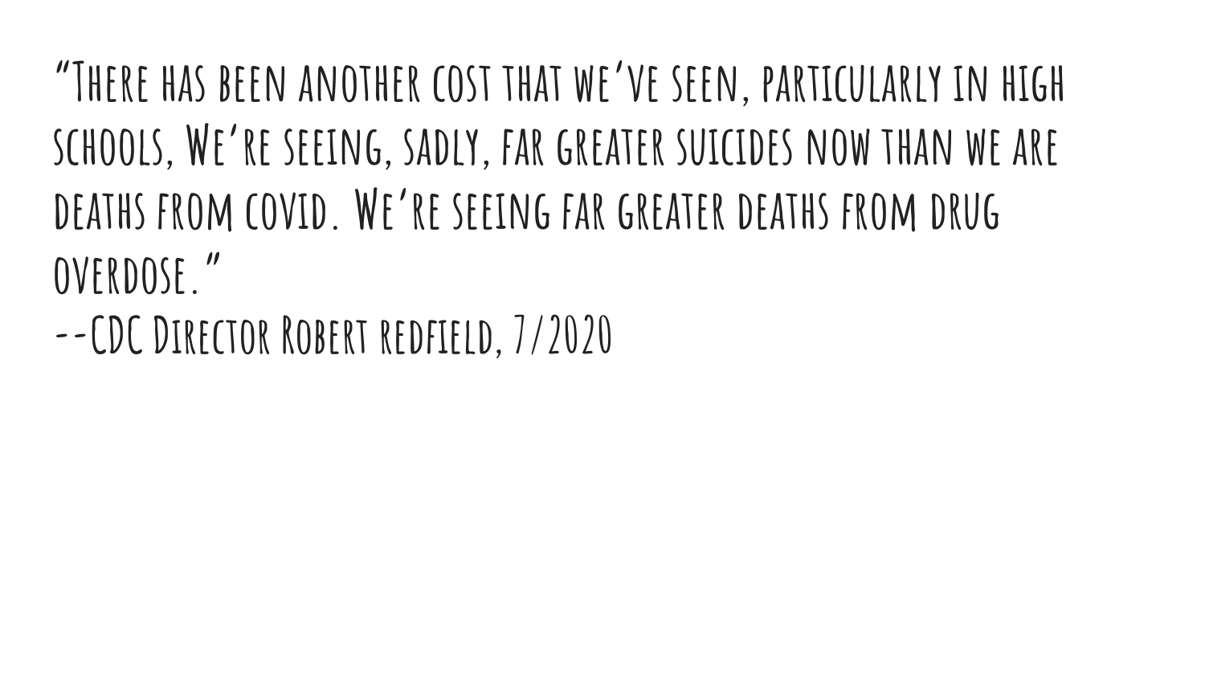"There has been another cost that we've seen, particularly in high schools, We're seeing, sadly, far greater suicides now than we are deaths from covid. We're seeing far greater deaths from drug overdose."

--CDC Director Robert redfield, 7/2020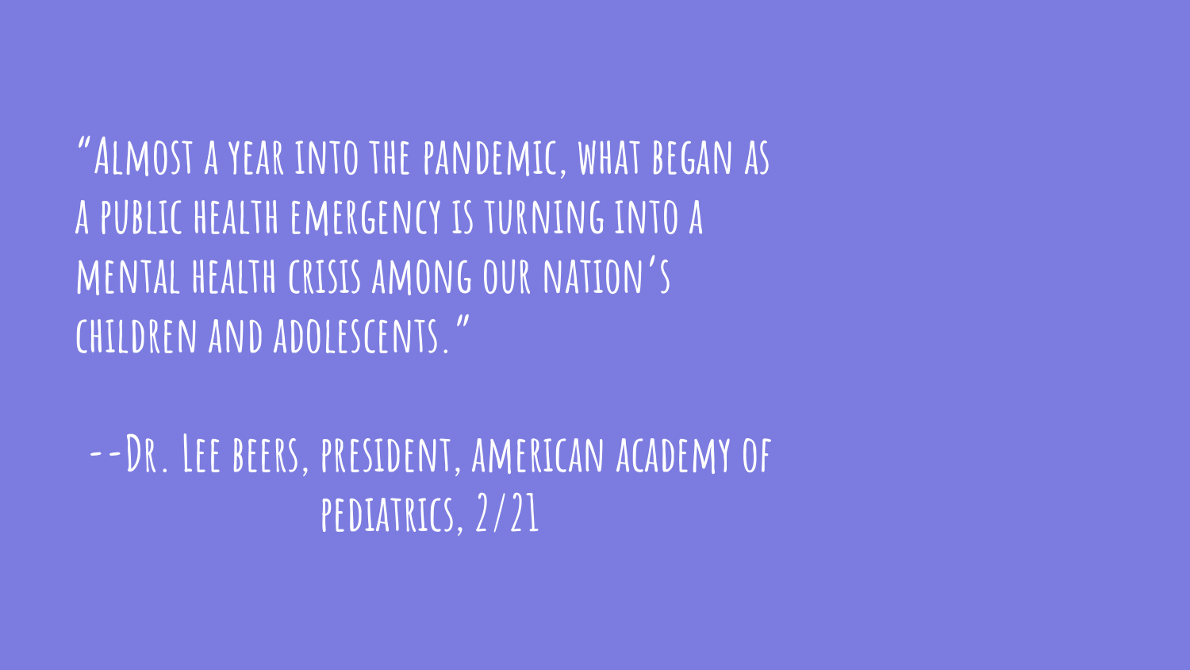"Almost a year into the pandemic, what began as a public health emergency is turning into a mental health crisis among our nation's children and adolescents."

--Dr. Lee beers, president, american academy of pediatrics, 2/21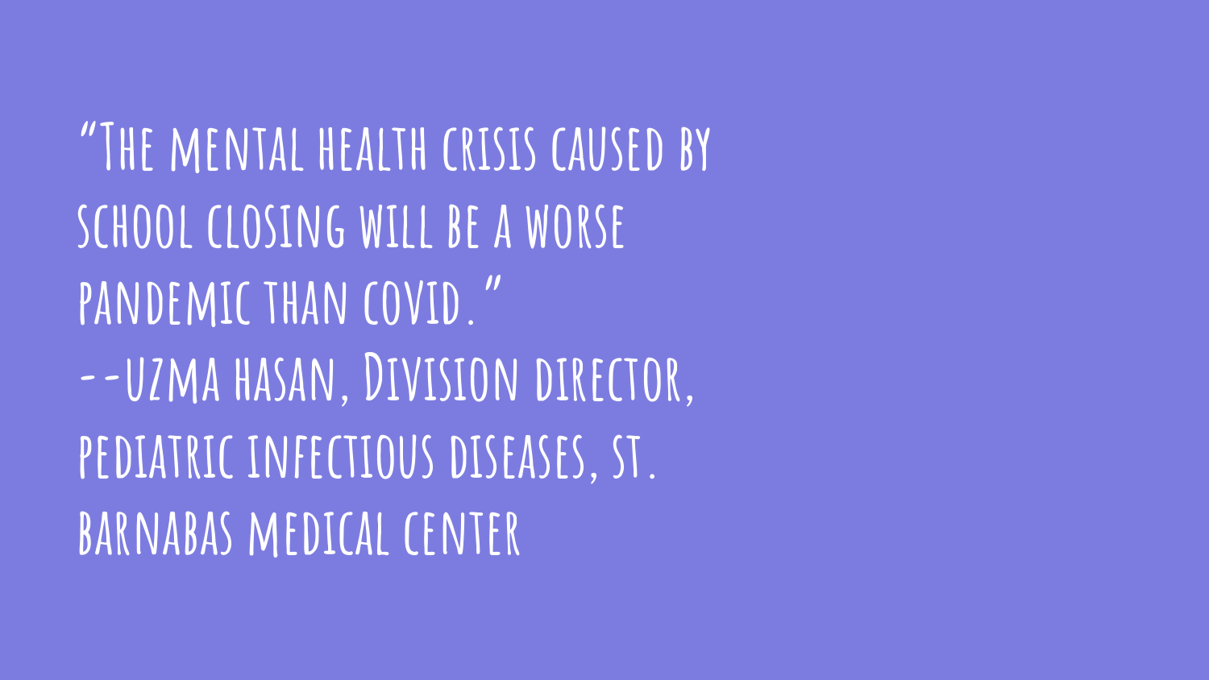"The mental health crisis caused by school closing will be a worse pandemic than covid."

--uzma hasan, Division director, pediatric infectious diseases, st. barnabas medical center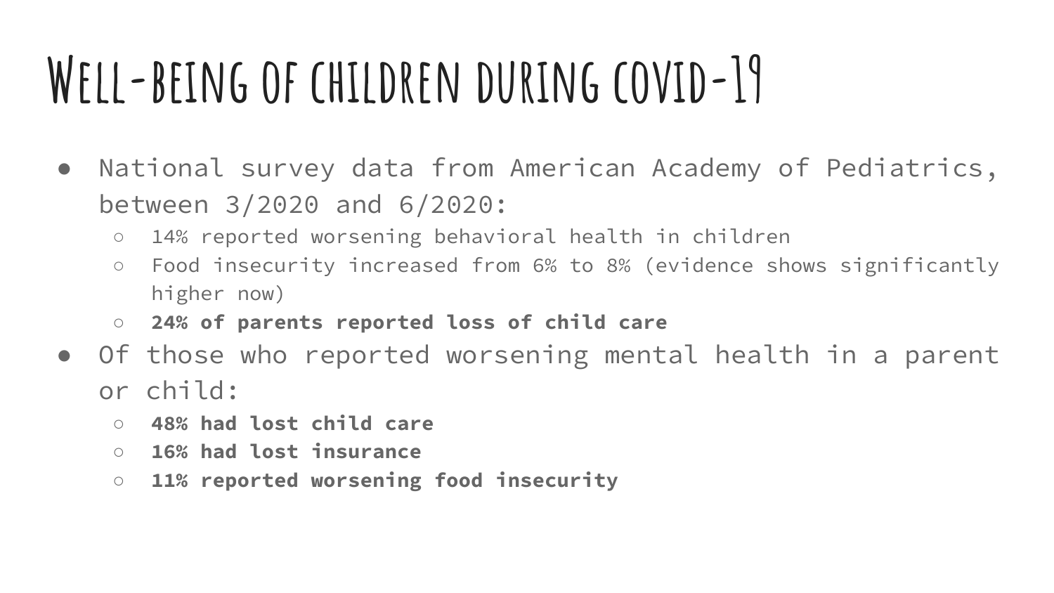# Well-being of children during covid-19

- National survey data from American Academy of Pediatrics, between 3/2020 and 6/2020:
  - 14% reported worsening behavioral health in children
  - Food insecurity increased from 6% to 8% (evidence shows significantly higher now)
  - **24% of parents reported loss of child care**
- Of those who reported worsening mental health in a parent or child:
  - **48% had lost child care**
  - **16% had lost insurance**
  - **11% reported worsening food insecurity**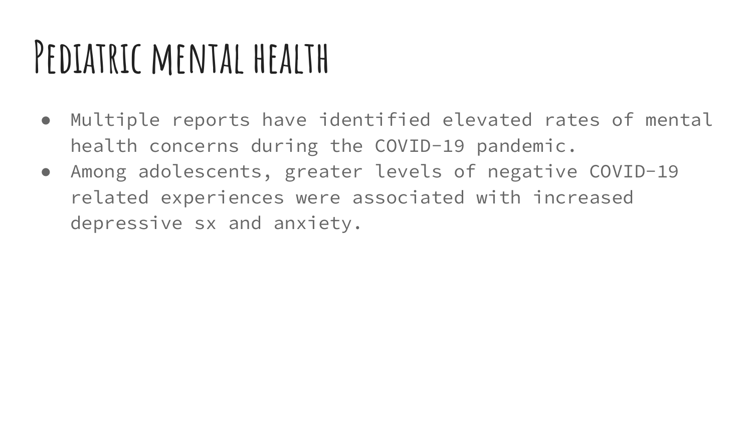# Pediatric mental health

- Multiple reports have identified elevated rates of mental health concerns during the COVID-19 pandemic.
- Among adolescents, greater levels of negative COVID-19 related experiences were associated with increased depressive sx and anxiety.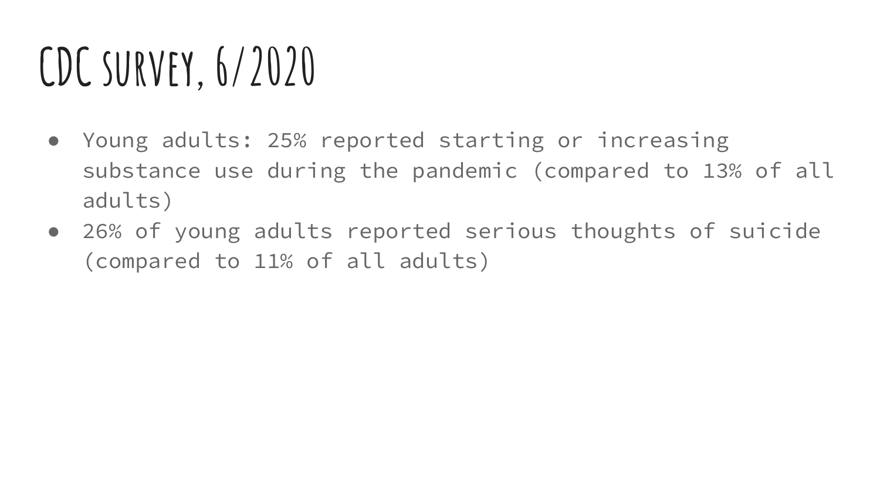# CDC survey, 6/2020

- Young adults: 25% reported starting or increasing substance use during the pandemic (compared to 13% of all adults)
- 26% of young adults reported serious thoughts of suicide (compared to 11% of all adults)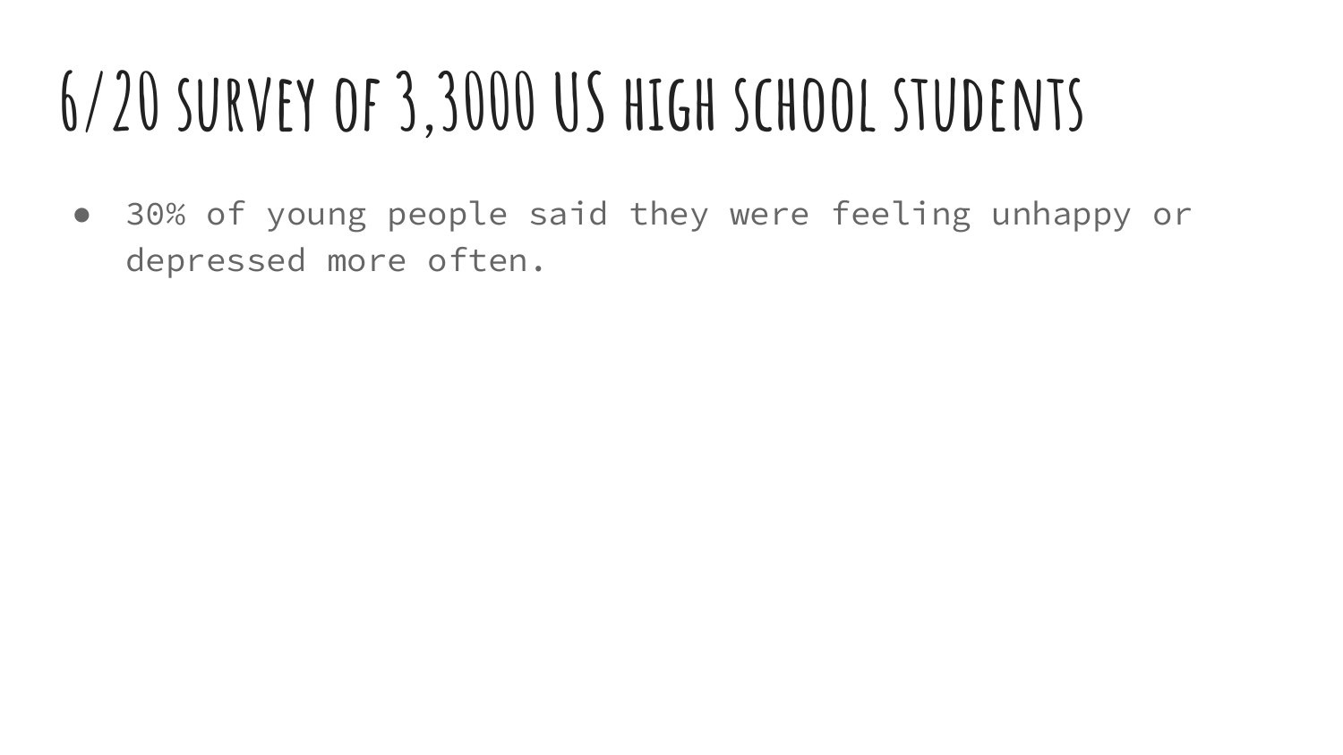# 6/20 survey of 3,3000 US high school students

- 30% of young people said they were feeling unhappy or depressed more often.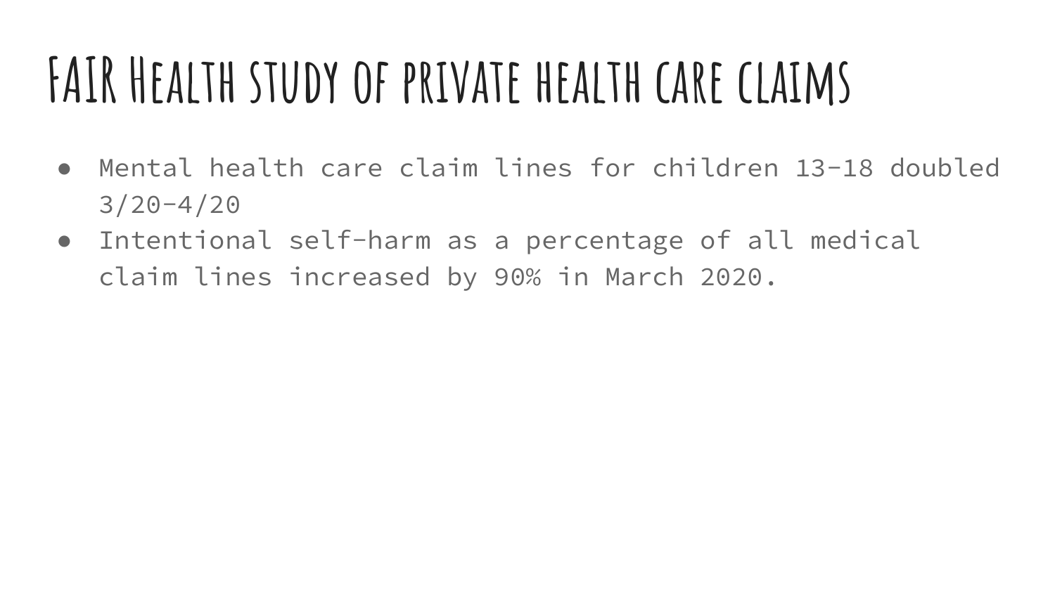# FAIR Health study of private health care claims

- Mental health care claim lines for children 13-18 doubled 3/20-4/20
- Intentional self-harm as a percentage of all medical claim lines increased by 90% in March 2020.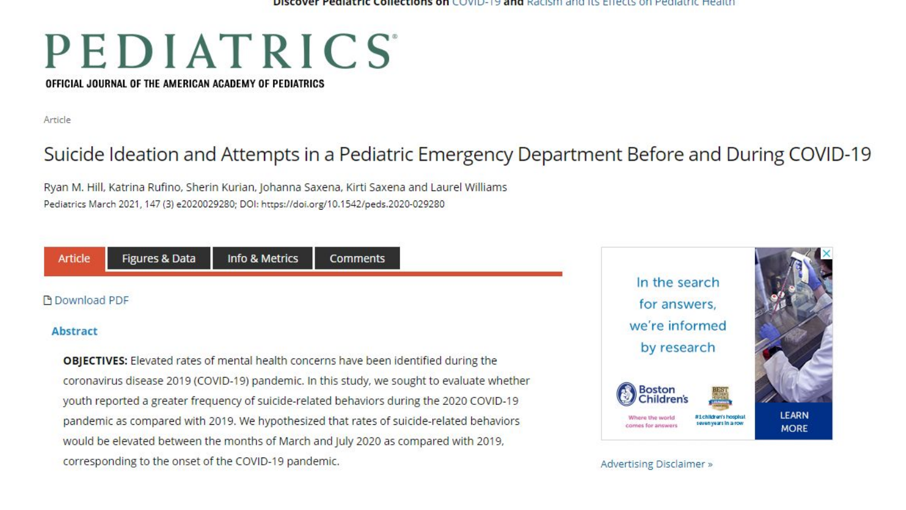Discover Pediatric Collections on COVID-19 and Racism and Its Effects on Pediatric Health

# PEDIATRICS

**OFFICIAL JOURNAL OF THE AMERICAN ACADEMY OF PEDIATRICS**

Article

## Suicide Ideation and Attempts in a Pediatric Emergency Department Before and During COVID-19

Ryan M. Hill, Katrina Rufino, Sherin Kurian, Johanna Saxena, Kirti Saxena and Laurel Williams

Pediatrics March 2021, 147 (3) e2020029280; DOI: https://doi.org/10.1542/peds.2020-029280

Article | Figures & Data | Info & Metrics | Comments

Download PDF

### Abstract

**OBJECTIVES:** Elevated rates of mental health concerns have been identified during the coronavirus disease 2019 (COVID-19) pandemic. In this study, we sought to evaluate whether youth reported a greater frequency of suicide-related behaviors during the 2020 COVID-19 pandemic as compared with 2019. We hypothesized that rates of suicide-related behaviors would be elevated between the months of March and July 2020 as compared with 2019, corresponding to the onset of the COVID-19 pandemic.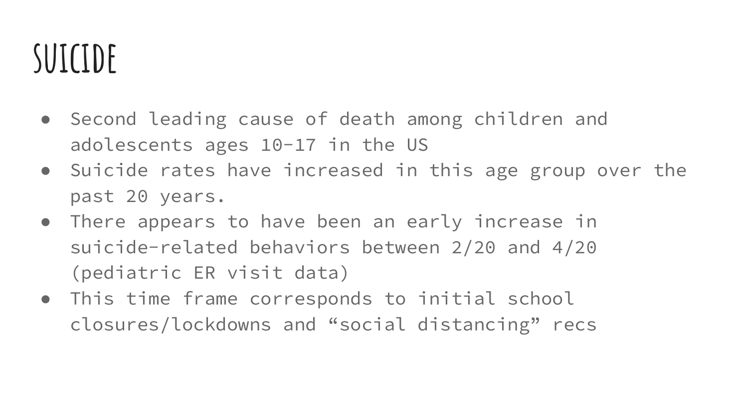# SUICIDE

- Second leading cause of death among children and adolescents ages 10-17 in the US
- Suicide rates have increased in this age group over the past 20 years.
- There appears to have been an early increase in suicide-related behaviors between 2/20 and 4/20 (pediatric ER visit data)
- This time frame corresponds to initial school closures/lockdowns and “social distancing” recs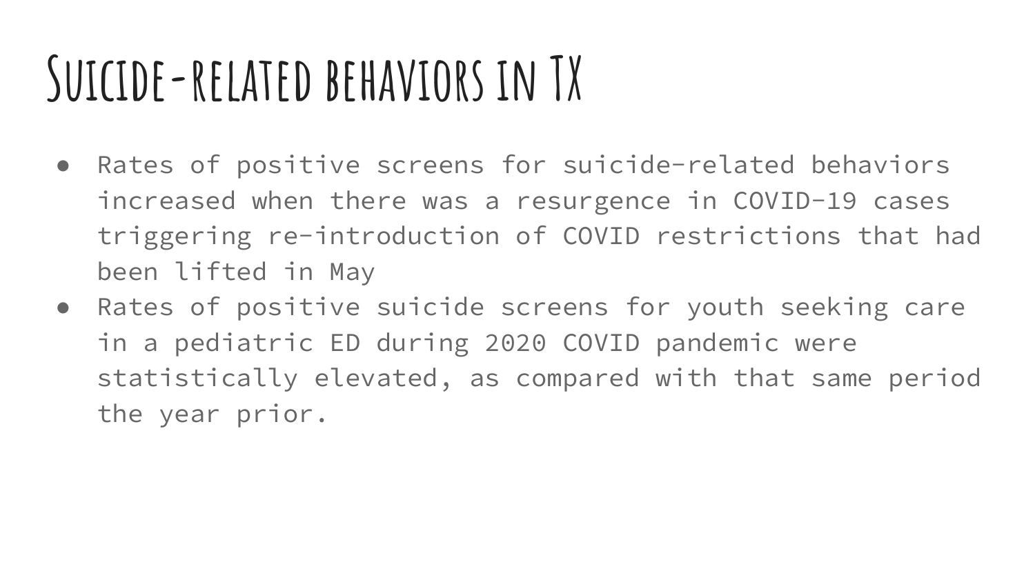# Suicide-related behaviors in TX

- Rates of positive screens for suicide-related behaviors increased when there was a resurgence in COVID-19 cases triggering re-introduction of COVID restrictions that had been lifted in May
- Rates of positive suicide screens for youth seeking care in a pediatric ED during 2020 COVID pandemic were statistically elevated, as compared with that same period the year prior.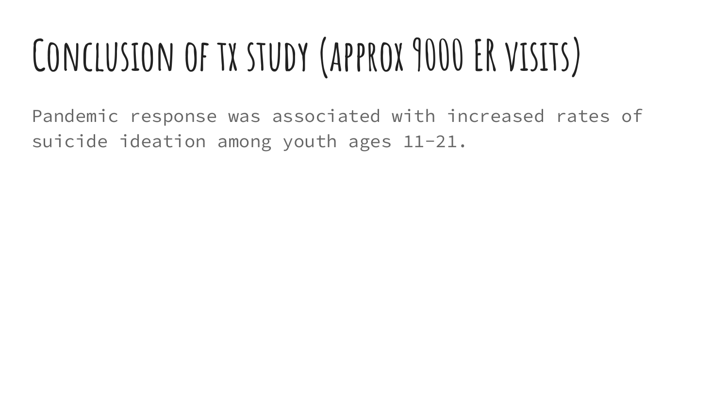# Conclusion of tx study (approx 9000 ER visits)

Pandemic response was associated with increased rates of suicide ideation among youth ages 11-21.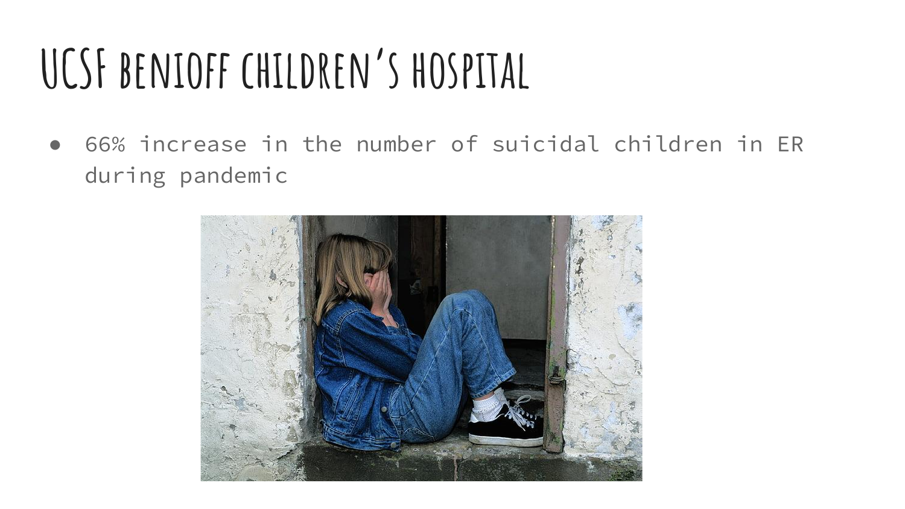# UCSF BENIOFF CHILDREN'S HOSPITAL

- 66% increase in the number of suicidal children in ER during pandemic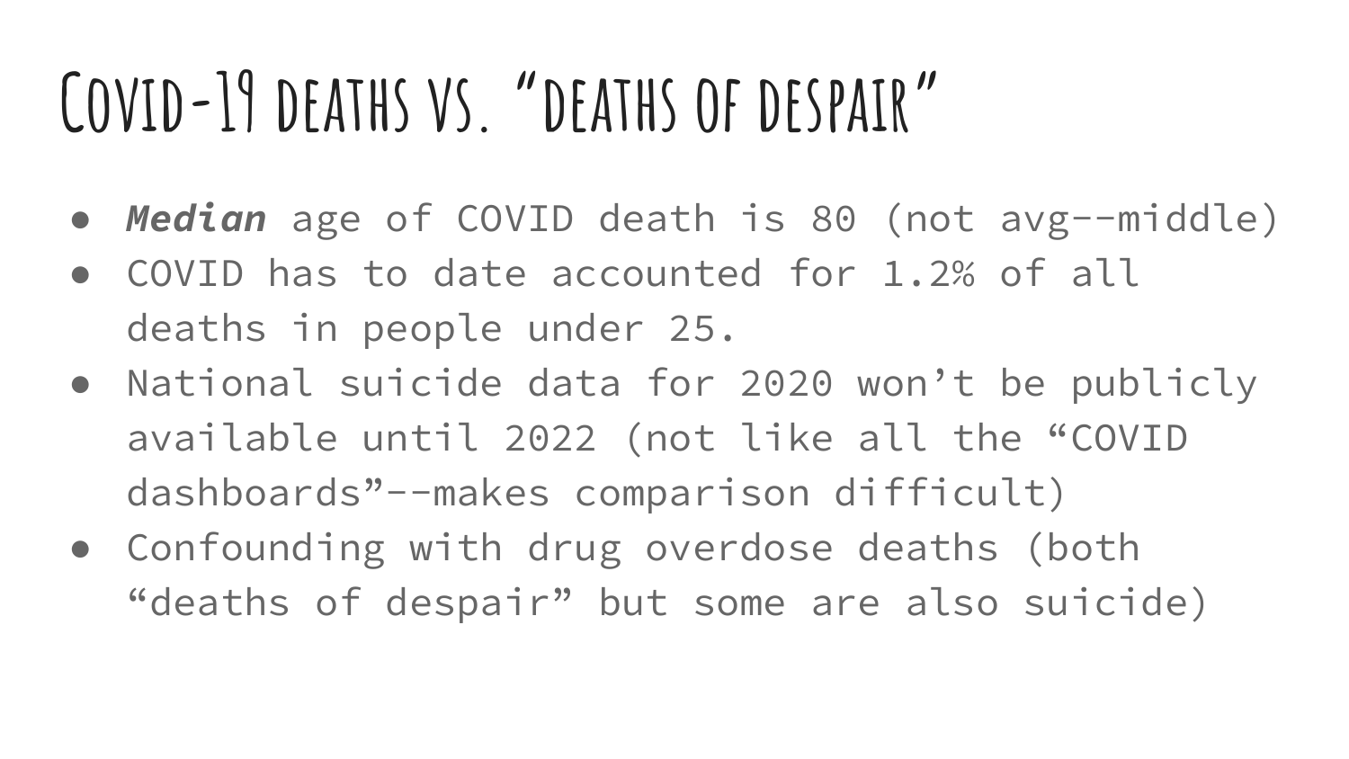# Covid-19 deaths vs. "deaths of despair"

- ***Median*** age of COVID death is 80 (not avg--middle)
- COVID has to date accounted for 1.2% of all deaths in people under 25.
- National suicide data for 2020 won't be publicly available until 2022 (not like all the "COVID dashboards"--makes comparison difficult)
- Confounding with drug overdose deaths (both "deaths of despair" but some are also suicide)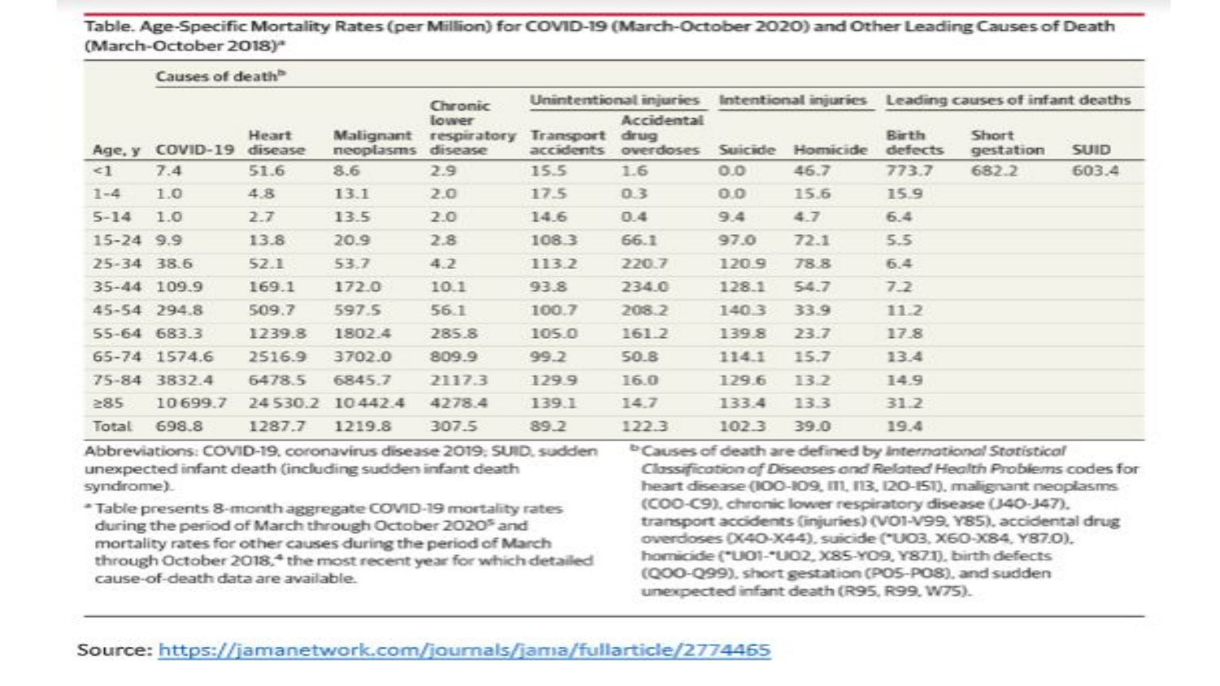Table. Age-Specific Mortality Rates (per Million) for COVID-19 (March-October 2020) and Other Leading Causes of Death (March-October 2018)[a]

| | Causes of death[b] | | | | | | | | | | |
|---|---|---|---|---|---|---|---|---|---|---|---|
| | | | | | Unintentional injuries | | Intentional injuries | | Leading causes of infant deaths | | |
| Age, y | COVID-19 | Heart disease | Malignant neoplasms | Chronic lower respiratory disease | Transport accidents | Accidental drug overdoses | Suicide | Homicide | Birth defects | Short gestation | SUID |
| <1 | 7.4 | 51.6 | 8.6 | 2.9 | 15.5 | 1.6 | 0.0 | 46.7 | 773.7 | 682.2 | 603.4 |
| 1-4 | 1.0 | 4.8 | 13.1 | 2.0 | 17.5 | 0.3 | 0.0 | 15.6 | 15.9 | | |
| 5-14 | 1.0 | 2.7 | 13.5 | 2.0 | 14.6 | 0.4 | 9.4 | 4.7 | 6.4 | | |
| 15-24 | 9.9 | 13.8 | 20.9 | 2.8 | 108.3 | 66.1 | 97.0 | 72.1 | 5.5 | | |
| 25-34 | 38.6 | 52.1 | 53.7 | 4.2 | 113.2 | 220.7 | 120.9 | 78.8 | 6.4 | | |
| 35-44 | 109.9 | 169.1 | 172.0 | 10.1 | 93.8 | 234.0 | 128.1 | 54.7 | 7.2 | | |
| 45-54 | 294.8 | 509.7 | 597.5 | 56.1 | 100.7 | 208.2 | 140.3 | 33.9 | 11.2 | | |
| 55-64 | 683.3 | 1239.8 | 1802.4 | 285.8 | 105.0 | 161.2 | 139.8 | 23.7 | 17.8 | | |
| 65-74 | 1574.6 | 2516.9 | 3702.0 | 809.9 | 99.2 | 50.8 | 114.1 | 15.7 | 13.4 | | |
| 75-84 | 3832.4 | 6478.5 | 6845.7 | 2117.3 | 129.9 | 16.0 | 129.6 | 13.2 | 14.9 | | |
| ≥85 | 10 699.7 | 24 530.2 | 10 442.4 | 4278.4 | 139.1 | 14.7 | 133.4 | 13.3 | 31.2 | | |
| Total | 698.8 | 1287.7 | 1219.8 | 307.5 | 89.2 | 122.3 | 102.3 | 39.0 | 19.4 | | |

Abbreviations: COVID-19, coronavirus disease 2019; SUID, sudden unexpected infant death (including sudden infant death syndrome).

[a] Table presents 8-month aggregate COVID-19 mortality rates during the period of March through October 2020[5] and mortality rates for other causes during the period of March through October 2018,[4] the most recent year for which detailed cause-of-death data are available.

[b] Causes of death are defined by *International Statistical Classification of Diseases and Related Health Problems* codes for heart disease (I00-I09, I11, I13, I20-I51), malignant neoplasms (C00-C9), chronic lower respiratory disease (J40-J47), transport accidents (injuries) (V01-V99, Y85), accidental drug overdoses (X40-X44), suicide (*U03, X60-X84, Y87.0), homicide (*U01-*U02, X85-Y09, Y87.1), birth defects (Q00-Q99), short gestation (P05-P08), and sudden unexpected infant death (R95, R99, W75).

Source: https://jamanetwork.com/journals/jama/fullarticle/2774465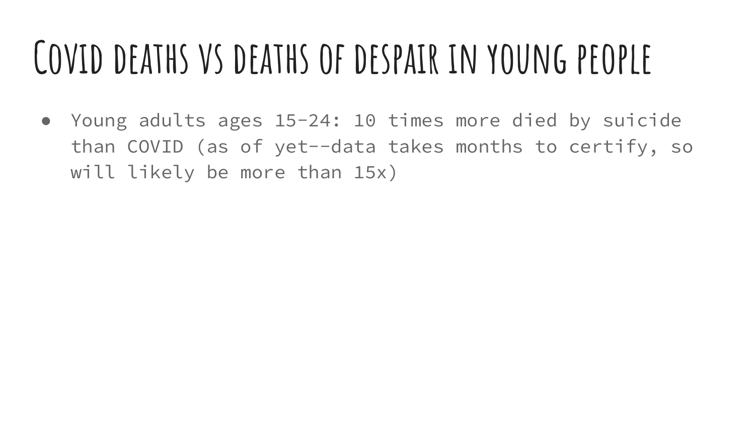# Covid deaths vs deaths of despair in young people

- Young adults ages 15-24: 10 times more died by suicide than COVID (as of yet--data takes months to certify, so will likely be more than 15x)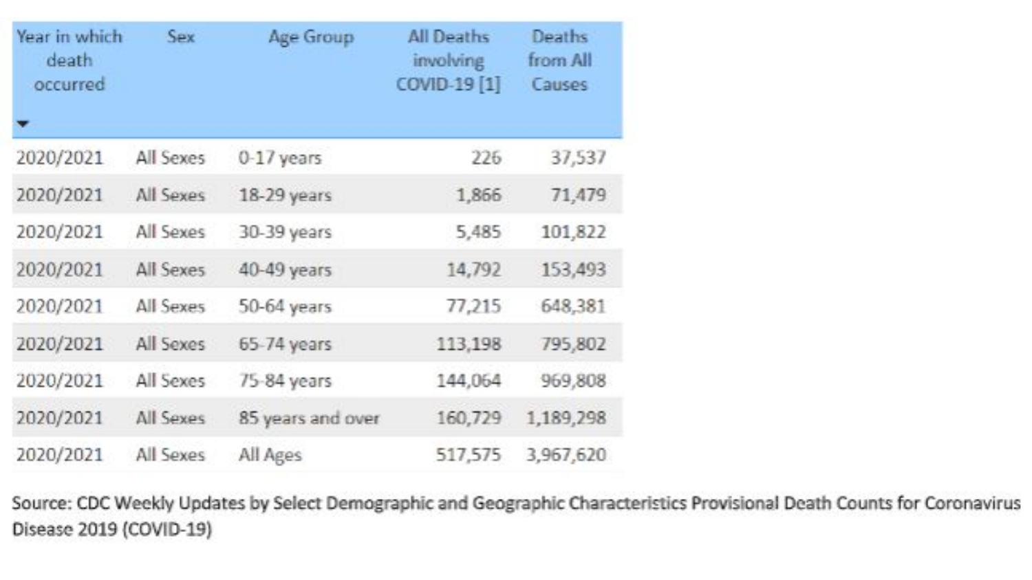| Year in which death occurred | Sex | Age Group | All Deaths involving COVID-19 [1] | Deaths from All Causes |
|---|---|---|---|---|
| 2020/2021 | All Sexes | 0-17 years | 226 | 37,537 |
| 2020/2021 | All Sexes | 18-29 years | 1,866 | 71,479 |
| 2020/2021 | All Sexes | 30-39 years | 5,485 | 101,822 |
| 2020/2021 | All Sexes | 40-49 years | 14,792 | 153,493 |
| 2020/2021 | All Sexes | 50-64 years | 77,215 | 648,381 |
| 2020/2021 | All Sexes | 65-74 years | 113,198 | 795,802 |
| 2020/2021 | All Sexes | 75-84 years | 144,064 | 969,808 |
| 2020/2021 | All Sexes | 85 years and over | 160,729 | 1,189,298 |
| 2020/2021 | All Sexes | All Ages | 517,575 | 3,967,620 |

Source: CDC Weekly Updates by Select Demographic and Geographic Characteristics Provisional Death Counts for Coronavirus Disease 2019 (COVID-19)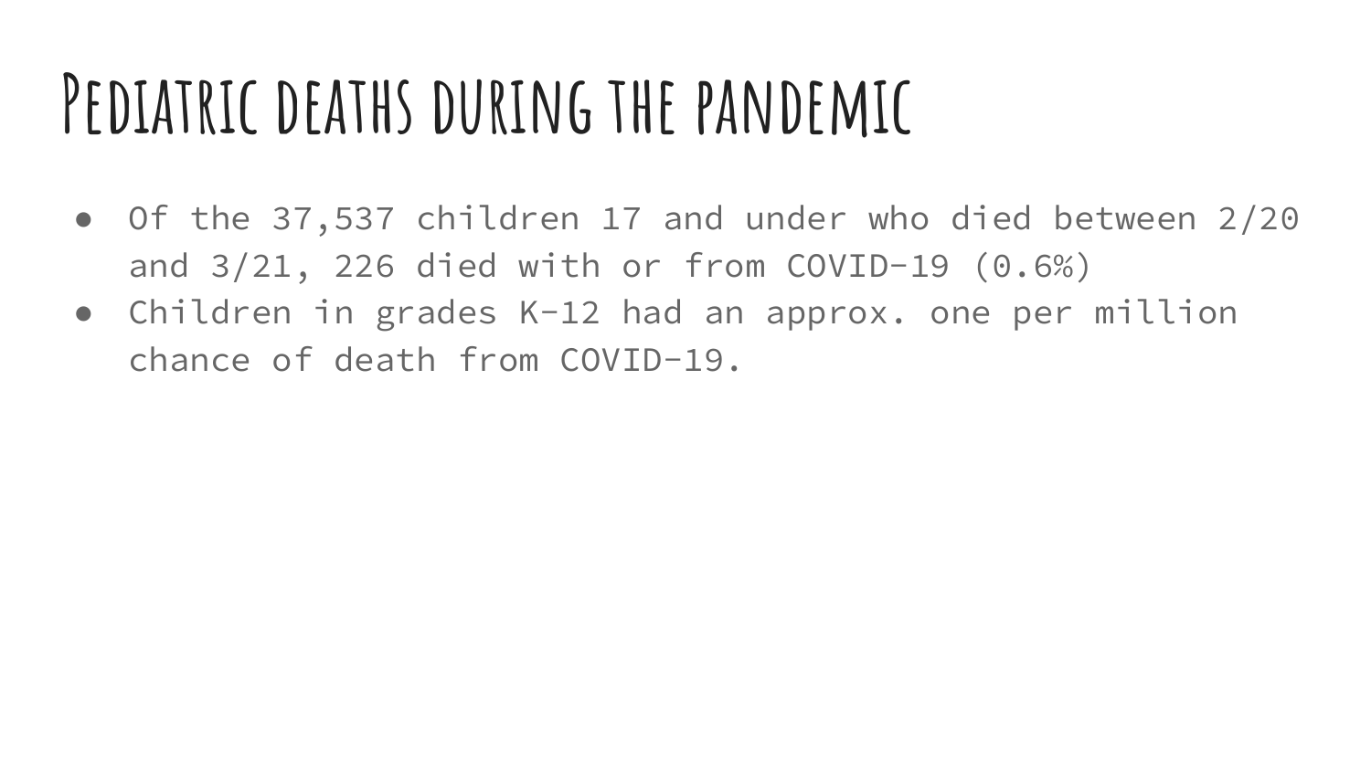# Pediatric deaths during the pandemic

- Of the 37,537 children 17 and under who died between 2/20 and 3/21, 226 died with or from COVID-19 (0.6%)
- Children in grades K-12 had an approx. one per million chance of death from COVID-19.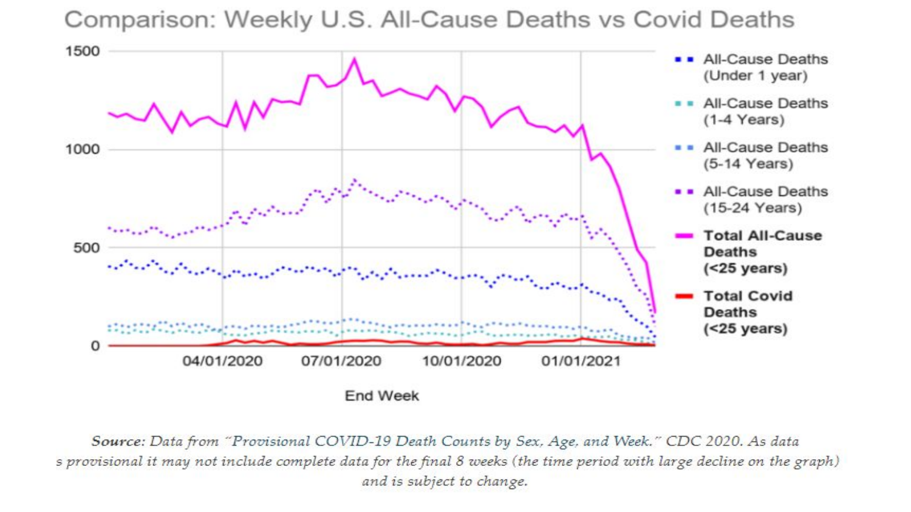## Comparison: Weekly U.S. All-Cause Deaths vs Covid Deaths

1500

1000

500

0

04/01/2020 07/01/2020 10/01/2020 01/01/2021

End Week

- All-Cause Deaths (Under 1 year)
- All-Cause Deaths (1-4 Years)
- All-Cause Deaths (5-14 Years)
- All-Cause Deaths (15-24 Years)
- **Total All-Cause Deaths (<25 years)**
- **Total Covid Deaths (<25 years)**

*Source: Data from "Provisional COVID-19 Death Counts by Sex, Age, and Week." CDC 2020. As data s provisional it may not include complete data for the final 8 weeks (the time period with large decline on the graph) and is subject to change.*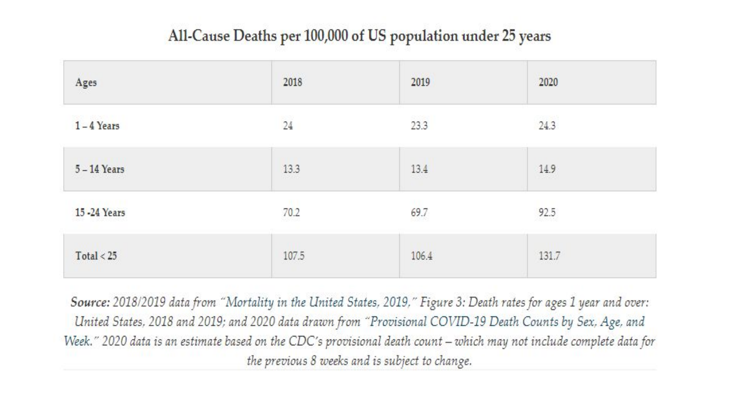## All-Cause Deaths per 100,000 of US population under 25 years

| Ages | 2018 | 2019 | 2020 |
|---|---|---|---|
| 1 – 4 Years | 24 | 23.3 | 24.3 |
| 5 – 14 Years | 13.3 | 13.4 | 14.9 |
| 15 -24 Years | 70.2 | 69.7 | 92.5 |
| Total < 25 | 107.5 | 106.4 | 131.7 |

***Source:*** *2018/2019 data from "Mortality in the United States, 2019," Figure 3: Death rates for ages 1 year and over: United States, 2018 and 2019; and 2020 data drawn from "Provisional COVID-19 Death Counts by Sex, Age, and Week." 2020 data is an estimate based on the CDC's provisional death count – which may not include complete data for the previous 8 weeks and is subject to change.*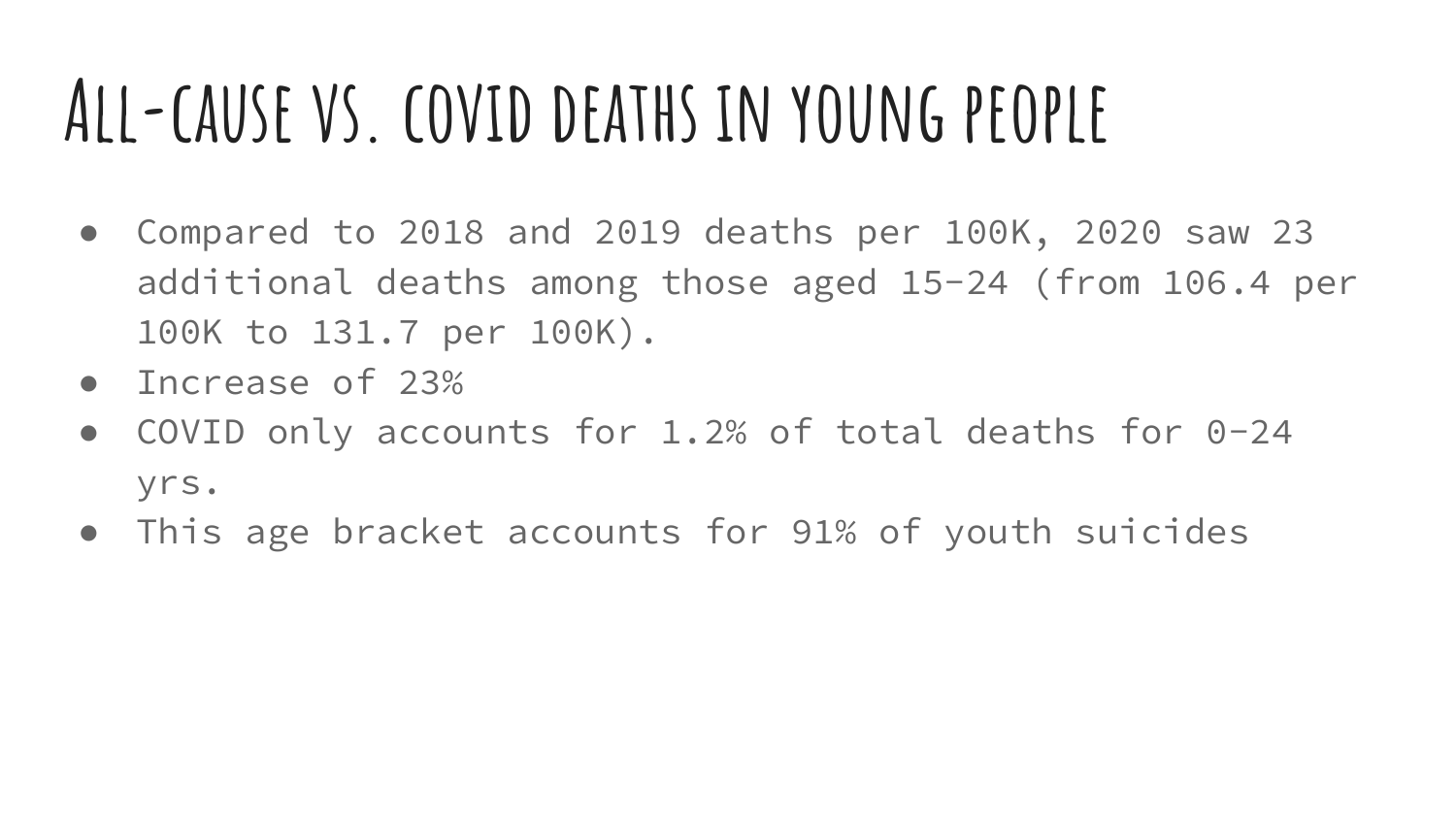# All-cause vs. COVID deaths in young people

- Compared to 2018 and 2019 deaths per 100K, 2020 saw 23 additional deaths among those aged 15-24 (from 106.4 per 100K to 131.7 per 100K).
- Increase of 23%
- COVID only accounts for 1.2% of total deaths for 0-24 yrs.
- This age bracket accounts for 91% of youth suicides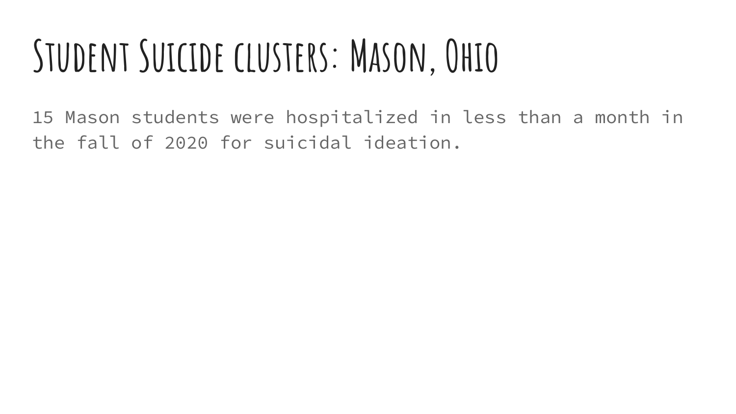# Student Suicide clusters: Mason, Ohio

15 Mason students were hospitalized in less than a month in the fall of 2020 for suicidal ideation.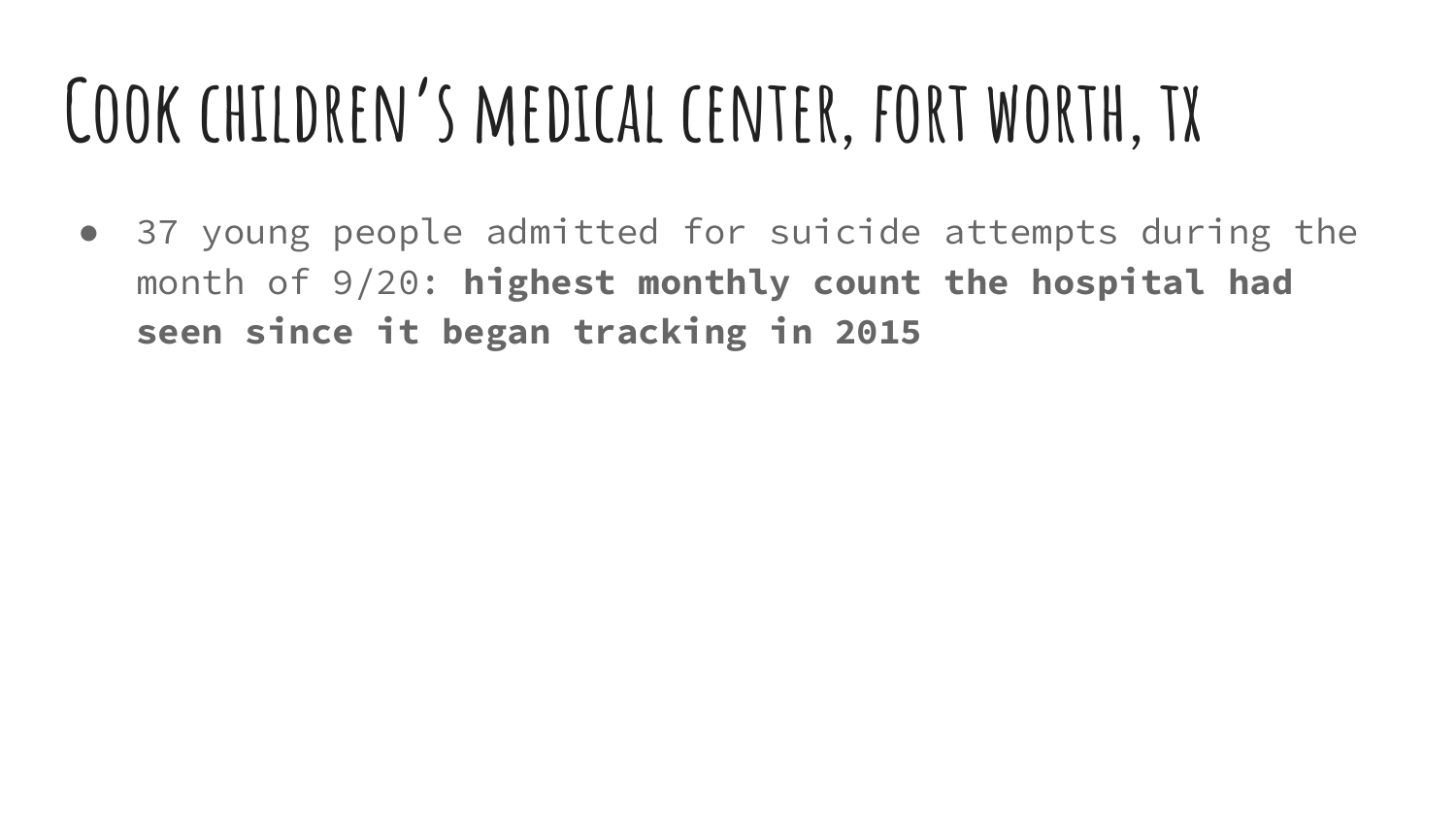# Cook children's medical center, fort worth, tx

- 37 young people admitted for suicide attempts during the month of 9/20: **highest monthly count the hospital had seen since it began tracking in 2015**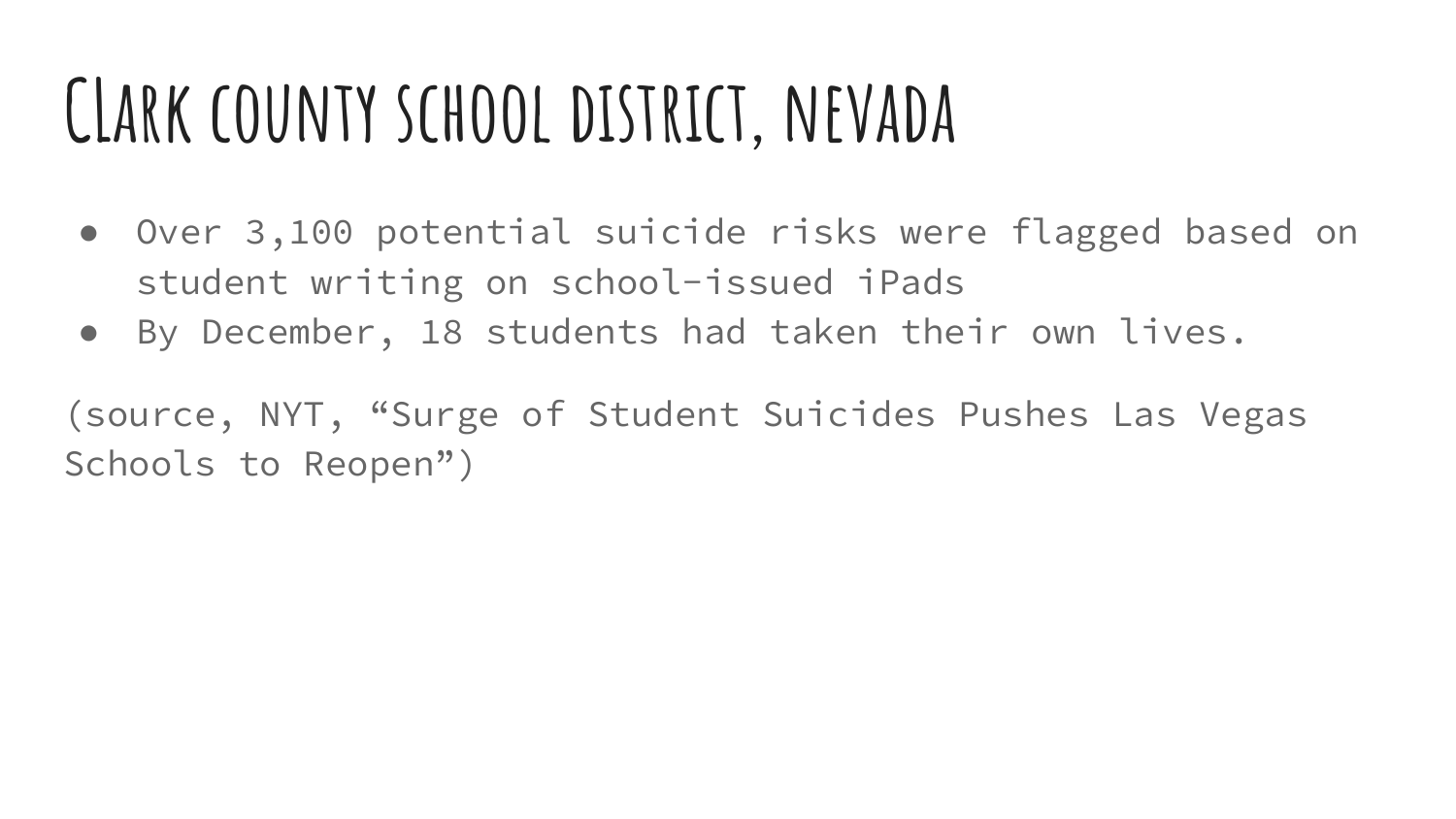# Clark county school district, nevada

- Over 3,100 potential suicide risks were flagged based on student writing on school-issued iPads
- By December, 18 students had taken their own lives.

(source, NYT, “Surge of Student Suicides Pushes Las Vegas Schools to Reopen”)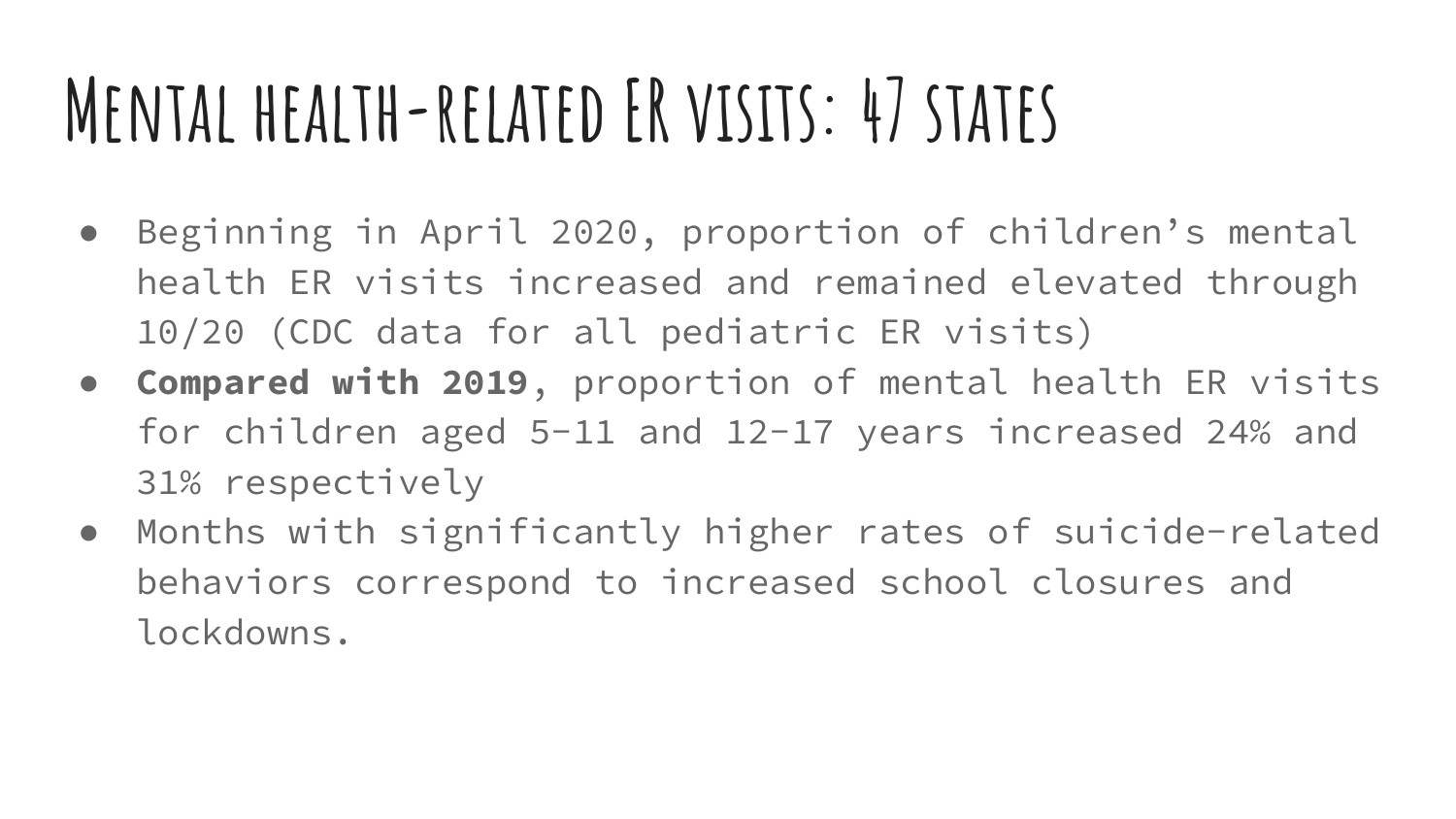# Mental health-related ER visits: 47 states

- Beginning in April 2020, proportion of children's mental health ER visits increased and remained elevated through 10/20 (CDC data for all pediatric ER visits)
- **Compared with 2019**, proportion of mental health ER visits for children aged 5-11 and 12-17 years increased 24% and 31% respectively
- Months with significantly higher rates of suicide-related behaviors correspond to increased school closures and lockdowns.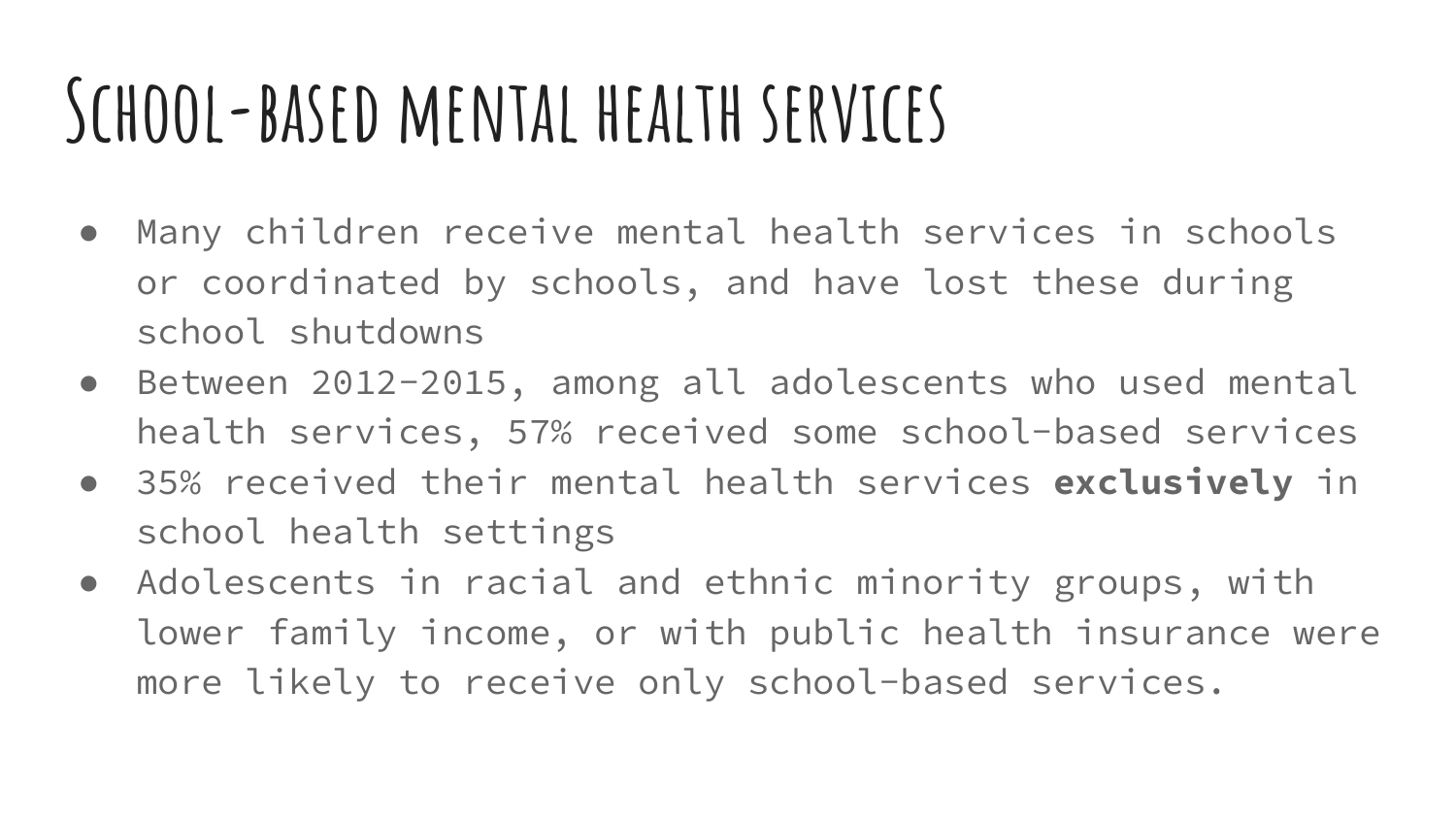# School-based mental health services

- Many children receive mental health services in schools or coordinated by schools, and have lost these during school shutdowns
- Between 2012-2015, among all adolescents who used mental health services, 57% received some school-based services
- 35% received their mental health services **exclusively** in school health settings
- Adolescents in racial and ethnic minority groups, with lower family income, or with public health insurance were more likely to receive only school-based services.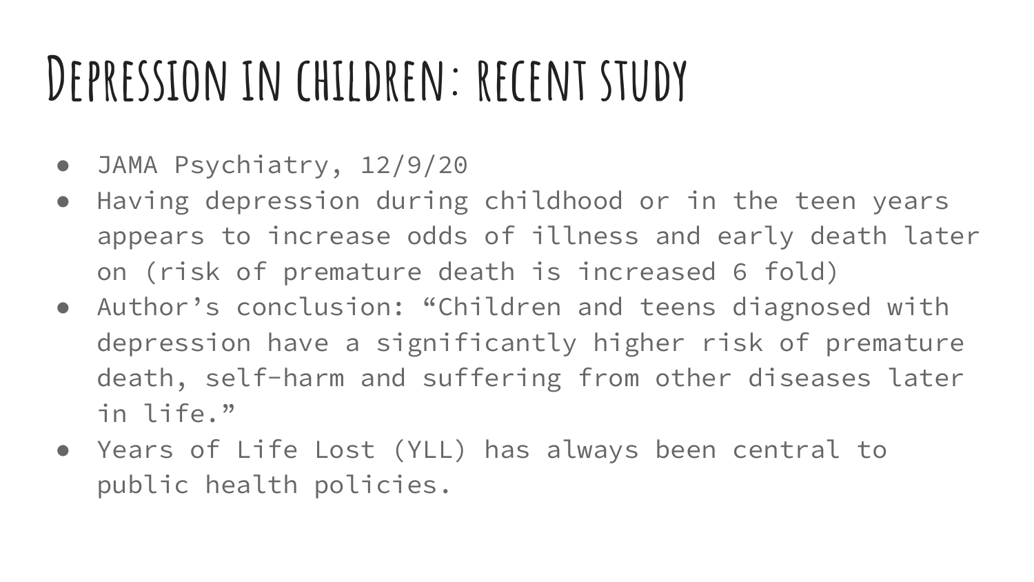# Depression in children: recent study

- JAMA Psychiatry, 12/9/20
- Having depression during childhood or in the teen years appears to increase odds of illness and early death later on (risk of premature death is increased 6 fold)
- Author's conclusion: "Children and teens diagnosed with depression have a significantly higher risk of premature death, self-harm and suffering from other diseases later in life."
- Years of Life Lost (YLL) has always been central to public health policies.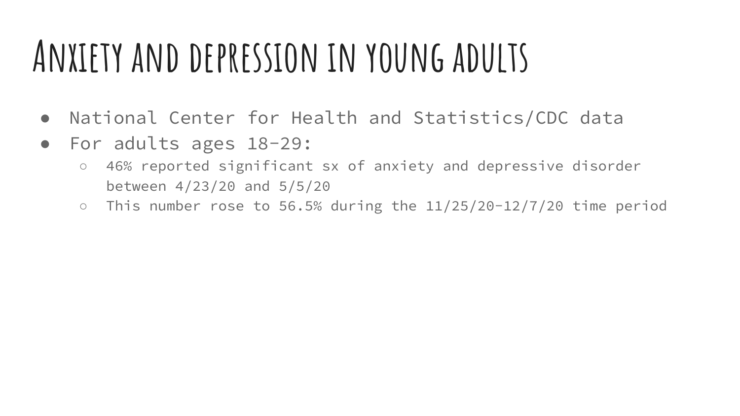# Anxiety and depression in young adults

- National Center for Health and Statistics/CDC data
- For adults ages 18-29:
  - 46% reported significant sx of anxiety and depressive disorder between 4/23/20 and 5/5/20
  - This number rose to 56.5% during the 11/25/20-12/7/20 time period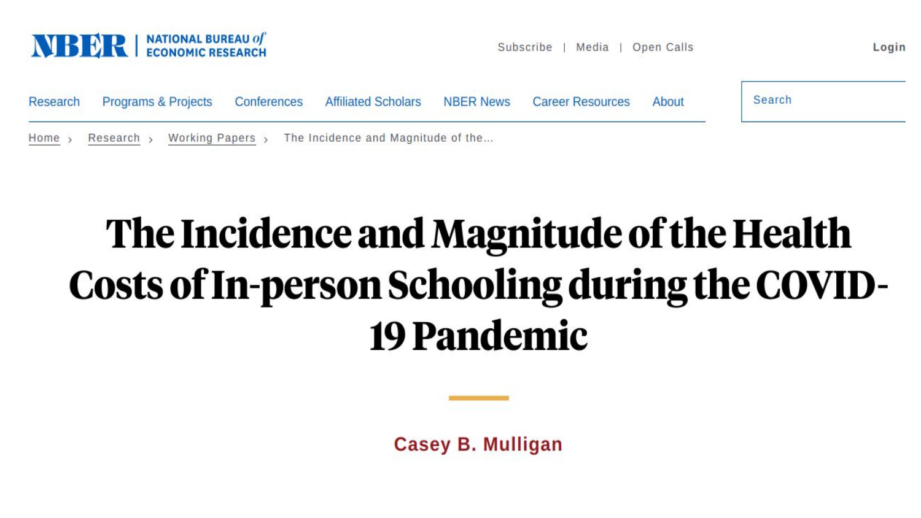NBER | NATIONAL BUREAU of ECONOMIC RESEARCH

Subscribe | Media | Open Calls

Login

Research Programs & Projects Conferences Affiliated Scholars NBER News Career Resources About

Search

Home › Research › Working Papers › The Incidence and Magnitude of the...

# The Incidence and Magnitude of the Health Costs of In-person Schooling during the COVID-19 Pandemic

Casey B. Mulligan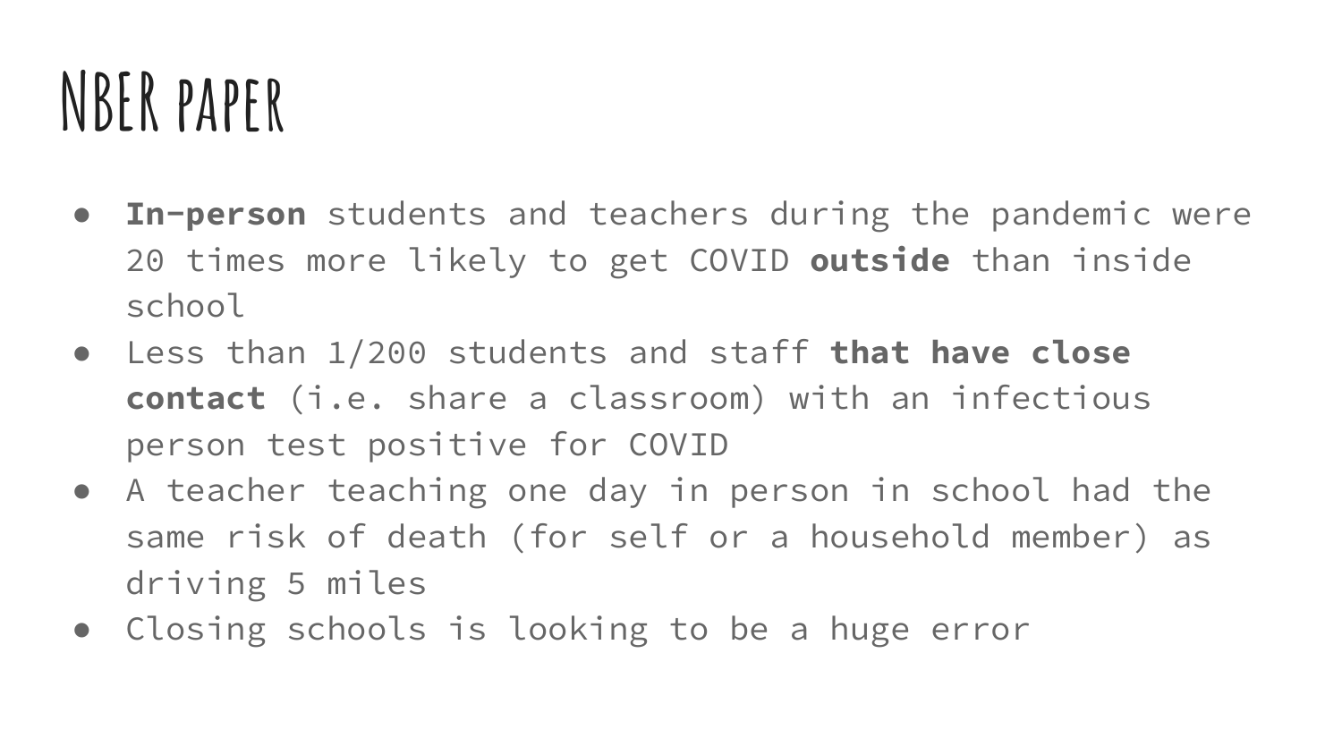# NBER paper

- **In-person** students and teachers during the pandemic were 20 times more likely to get COVID **outside** than inside school
- Less than 1/200 students and staff **that have close contact** (i.e. share a classroom) with an infectious person test positive for COVID
- A teacher teaching one day in person in school had the same risk of death (for self or a household member) as driving 5 miles
- Closing schools is looking to be a huge error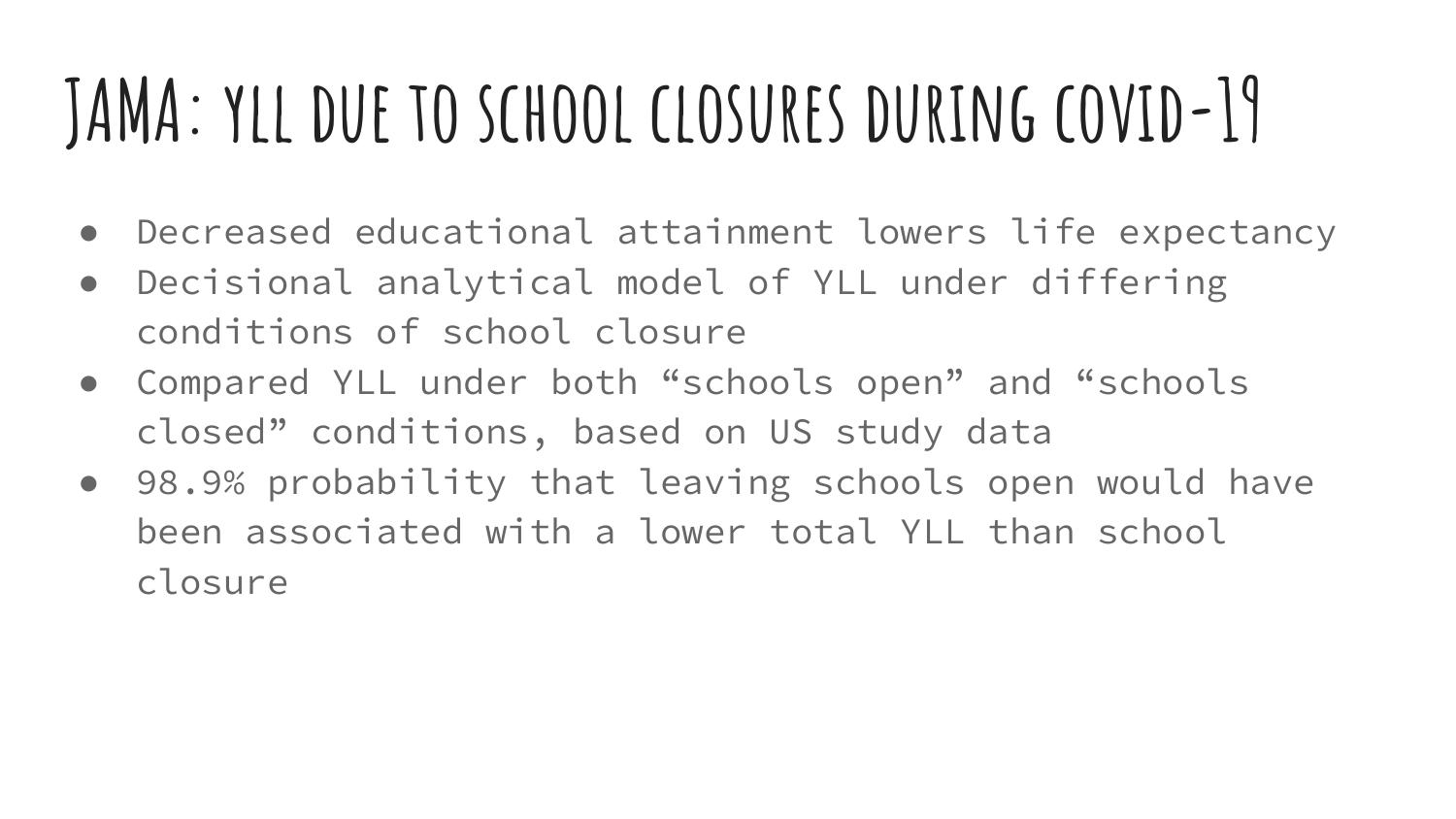# JAMA: YLL due to school closures during COVID-19

- Decreased educational attainment lowers life expectancy
- Decisional analytical model of YLL under differing conditions of school closure
- Compared YLL under both “schools open” and “schools closed” conditions, based on US study data
- 98.9% probability that leaving schools open would have been associated with a lower total YLL than school closure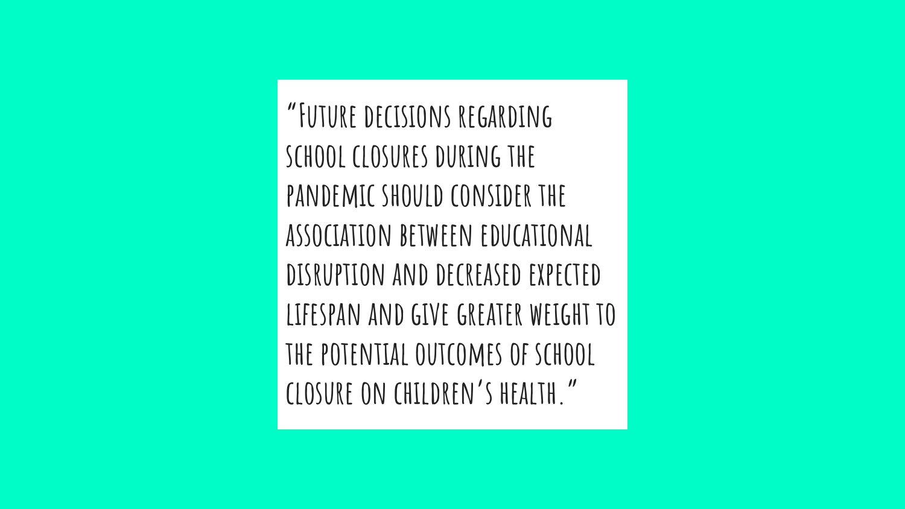"Future decisions regarding school closures during the pandemic should consider the association between educational disruption and decreased expected lifespan and give greater weight to the potential outcomes of school closure on children's health."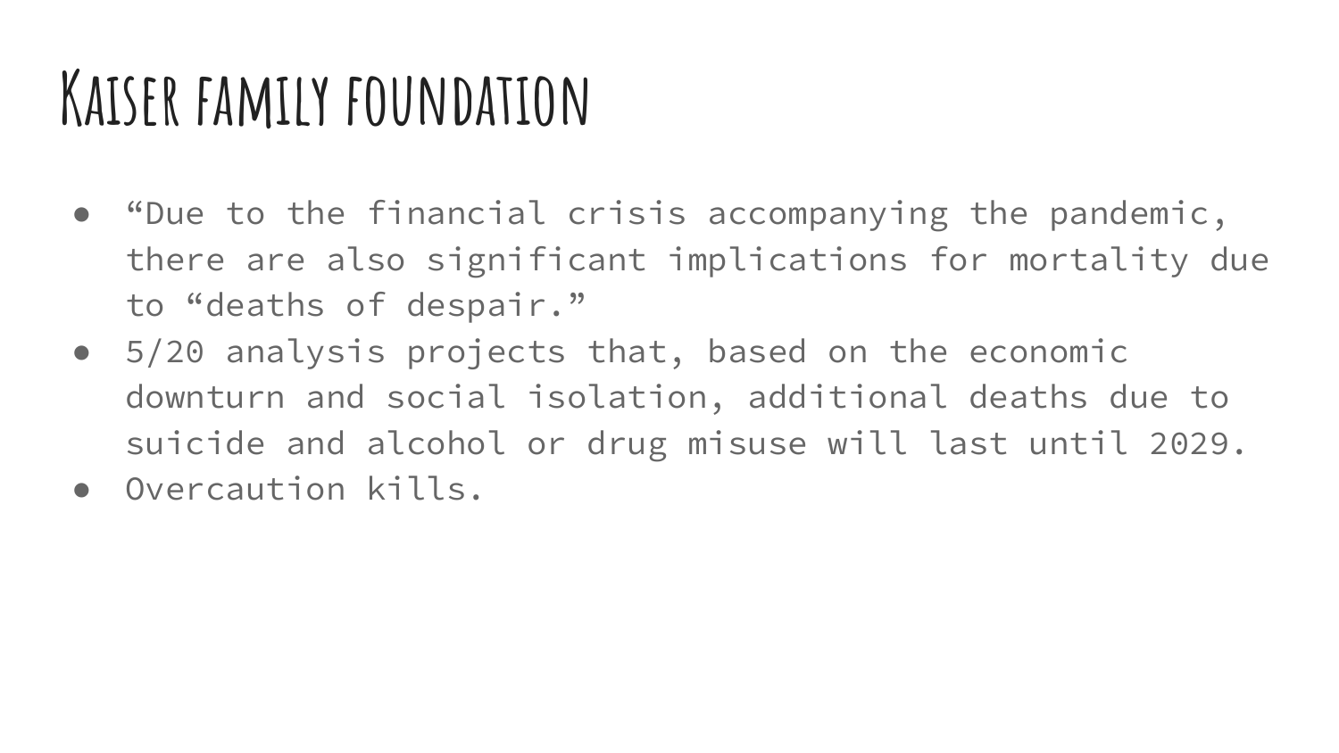# Kaiser family foundation

- "Due to the financial crisis accompanying the pandemic, there are also significant implications for mortality due to "deaths of despair."
- 5/20 analysis projects that, based on the economic downturn and social isolation, additional deaths due to suicide and alcohol or drug misuse will last until 2029.
- Overcaution kills.